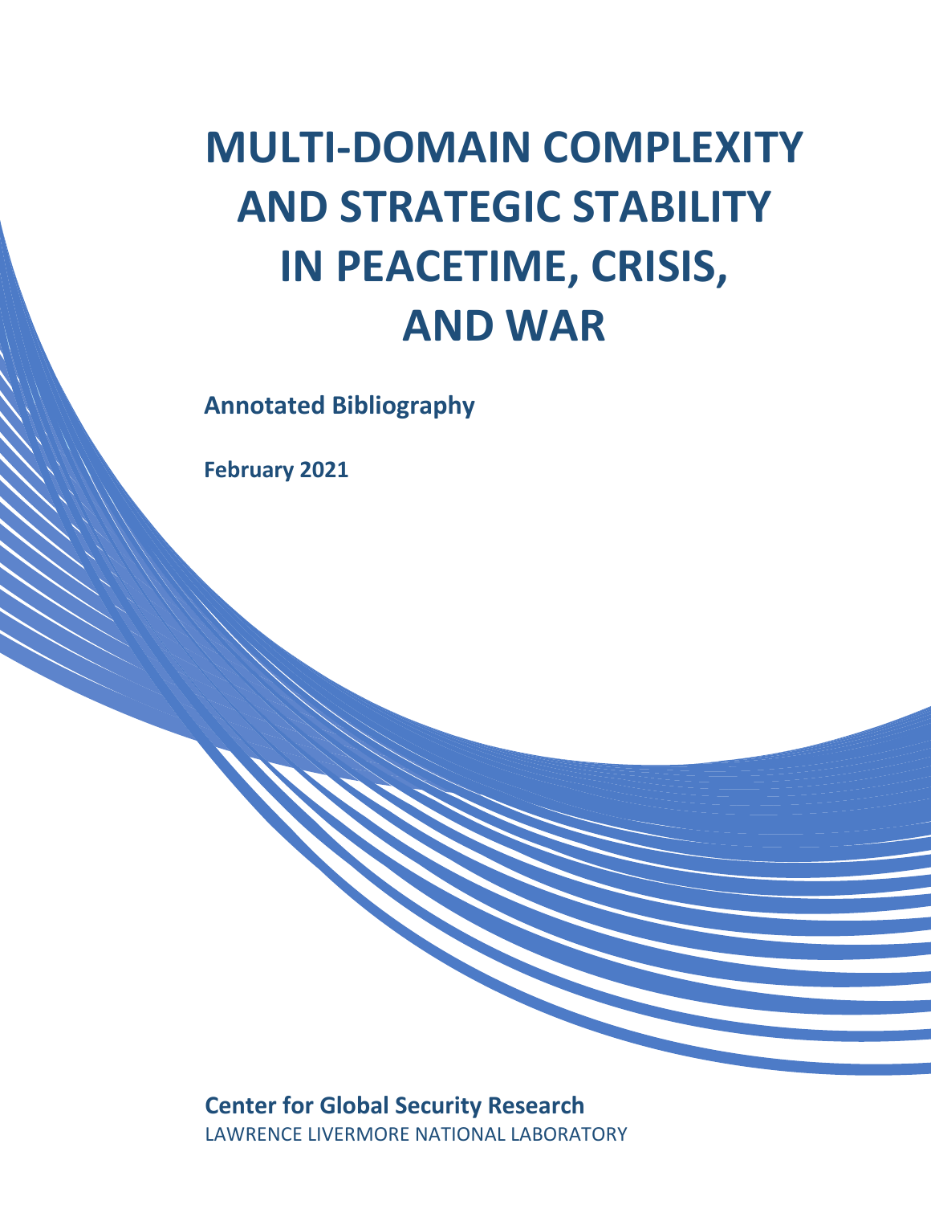# MULTI-DOMAIN COMPLEXITY AND STRATEGIC STABILITY IN PEACETIME, CRISIS, AND WAR

**Annotated Bibliography**

**February 2021**

**Center for Global Security Research**

LAWRENCE LIVERMORE NATIONAL LABORATORY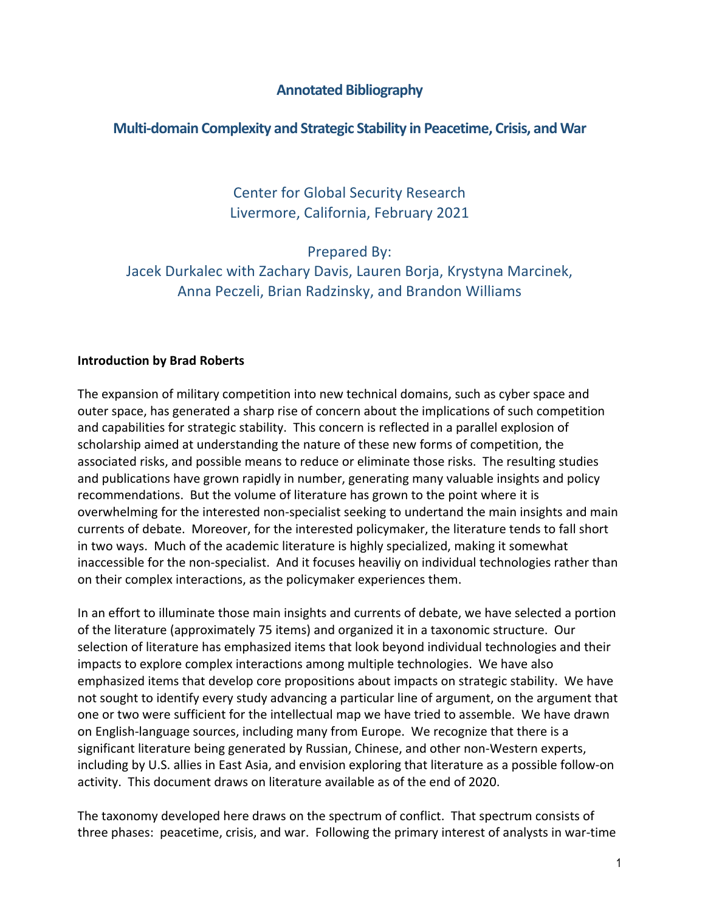# Annotated Bibliography

## Multi-domain Complexity and Strategic Stability in Peacetime, Crisis, and War

Center for Global Security Research
Livermore, California, February 2021

Prepared By:
Jacek Durkalec with Zachary Davis, Lauren Borja, Krystyna Marcinek, Anna Peczeli, Brian Radzinsky, and Brandon Williams

**Introduction by Brad Roberts**

The expansion of military competition into new technical domains, such as cyber space and outer space, has generated a sharp rise of concern about the implications of such competition and capabilities for strategic stability. This concern is reflected in a parallel explosion of scholarship aimed at understanding the nature of these new forms of competition, the associated risks, and possible means to reduce or eliminate those risks. The resulting studies and publications have grown rapidly in number, generating many valuable insights and policy recommendations. But the volume of literature has grown to the point where it is overwhelming for the interested non-specialist seeking to undertand the main insights and main currents of debate. Moreover, for the interested policymaker, the literature tends to fall short in two ways. Much of the academic literature is highly specialized, making it somewhat inaccessible for the non-specialist. And it focuses heaviliy on individual technologies rather than on their complex interactions, as the policymaker experiences them.

In an effort to illuminate those main insights and currents of debate, we have selected a portion of the literature (approximately 75 items) and organized it in a taxonomic structure. Our selection of literature has emphasized items that look beyond individual technologies and their impacts to explore complex interactions among multiple technologies. We have also emphasized items that develop core propositions about impacts on strategic stability. We have not sought to identify every study advancing a particular line of argument, on the argument that one or two were sufficient for the intellectual map we have tried to assemble. We have drawn on English-language sources, including many from Europe. We recognize that there is a significant literature being generated by Russian, Chinese, and other non-Western experts, including by U.S. allies in East Asia, and envision exploring that literature as a possible follow-on activity. This document draws on literature available as of the end of 2020.

The taxonomy developed here draws on the spectrum of conflict. That spectrum consists of three phases: peacetime, crisis, and war. Following the primary interest of analysts in war-time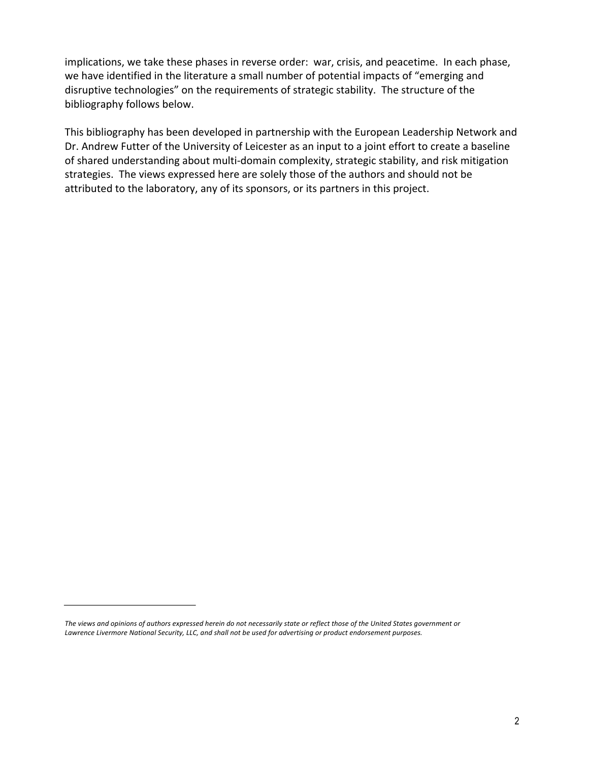implications, we take these phases in reverse order: war, crisis, and peacetime. In each phase, we have identified in the literature a small number of potential impacts of "emerging and disruptive technologies" on the requirements of strategic stability. The structure of the bibliography follows below.

This bibliography has been developed in partnership with the European Leadership Network and Dr. Andrew Futter of the University of Leicester as an input to a joint effort to create a baseline of shared understanding about multi-domain complexity, strategic stability, and risk mitigation strategies. The views expressed here are solely those of the authors and should not be attributed to the laboratory, any of its sponsors, or its partners in this project.

---

*The views and opinions of authors expressed herein do not necessarily state or reflect those of the United States government or Lawrence Livermore National Security, LLC, and shall not be used for advertising or product endorsement purposes.*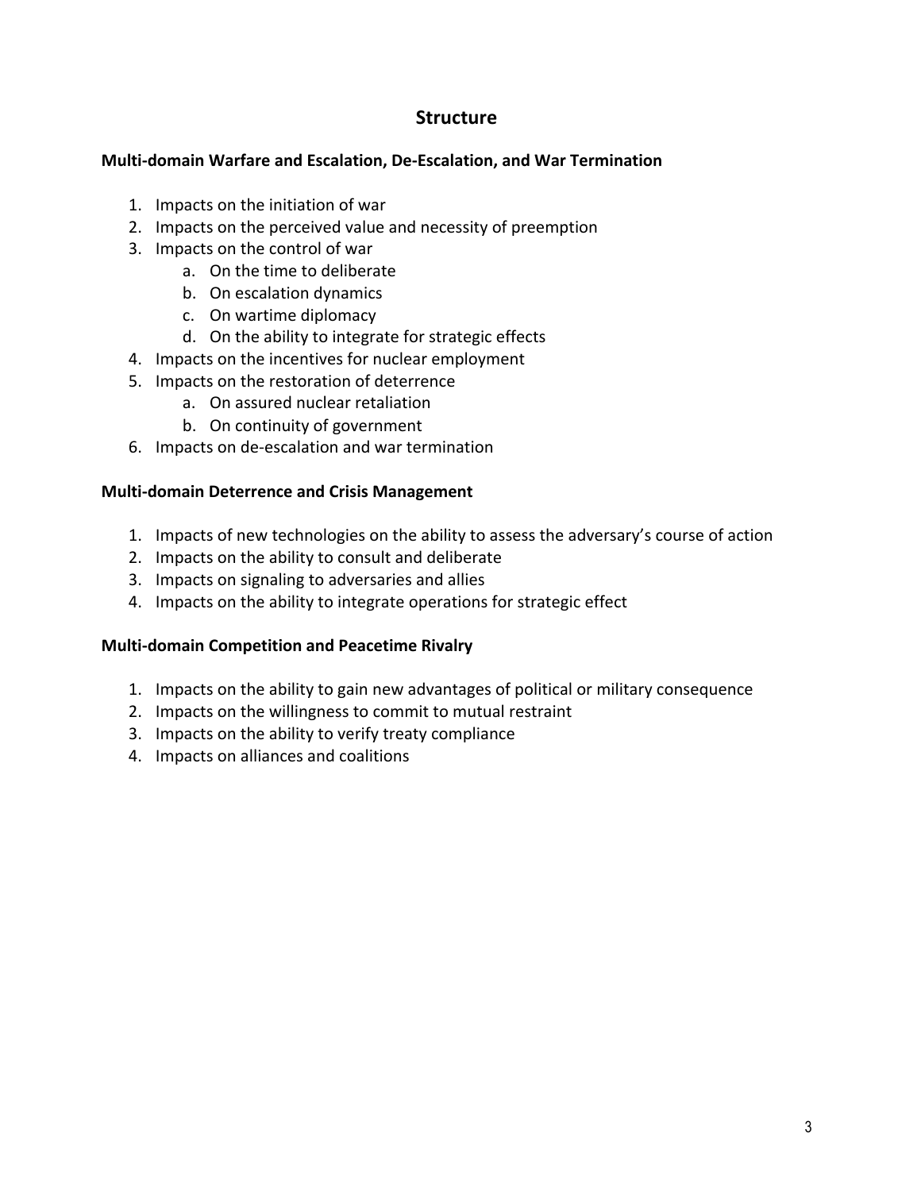# Structure

**Multi-domain Warfare and Escalation, De-Escalation, and War Termination**

1. Impacts on the initiation of war
2. Impacts on the perceived value and necessity of preemption
3. Impacts on the control of war
   a. On the time to deliberate
   b. On escalation dynamics
   c. On wartime diplomacy
   d. On the ability to integrate for strategic effects
4. Impacts on the incentives for nuclear employment
5. Impacts on the restoration of deterrence
   a. On assured nuclear retaliation
   b. On continuity of government
6. Impacts on de-escalation and war termination

**Multi-domain Deterrence and Crisis Management**

1. Impacts of new technologies on the ability to assess the adversary's course of action
2. Impacts on the ability to consult and deliberate
3. Impacts on signaling to adversaries and allies
4. Impacts on the ability to integrate operations for strategic effect

**Multi-domain Competition and Peacetime Rivalry**

1. Impacts on the ability to gain new advantages of political or military consequence
2. Impacts on the willingness to commit to mutual restraint
3. Impacts on the ability to verify treaty compliance
4. Impacts on alliances and coalitions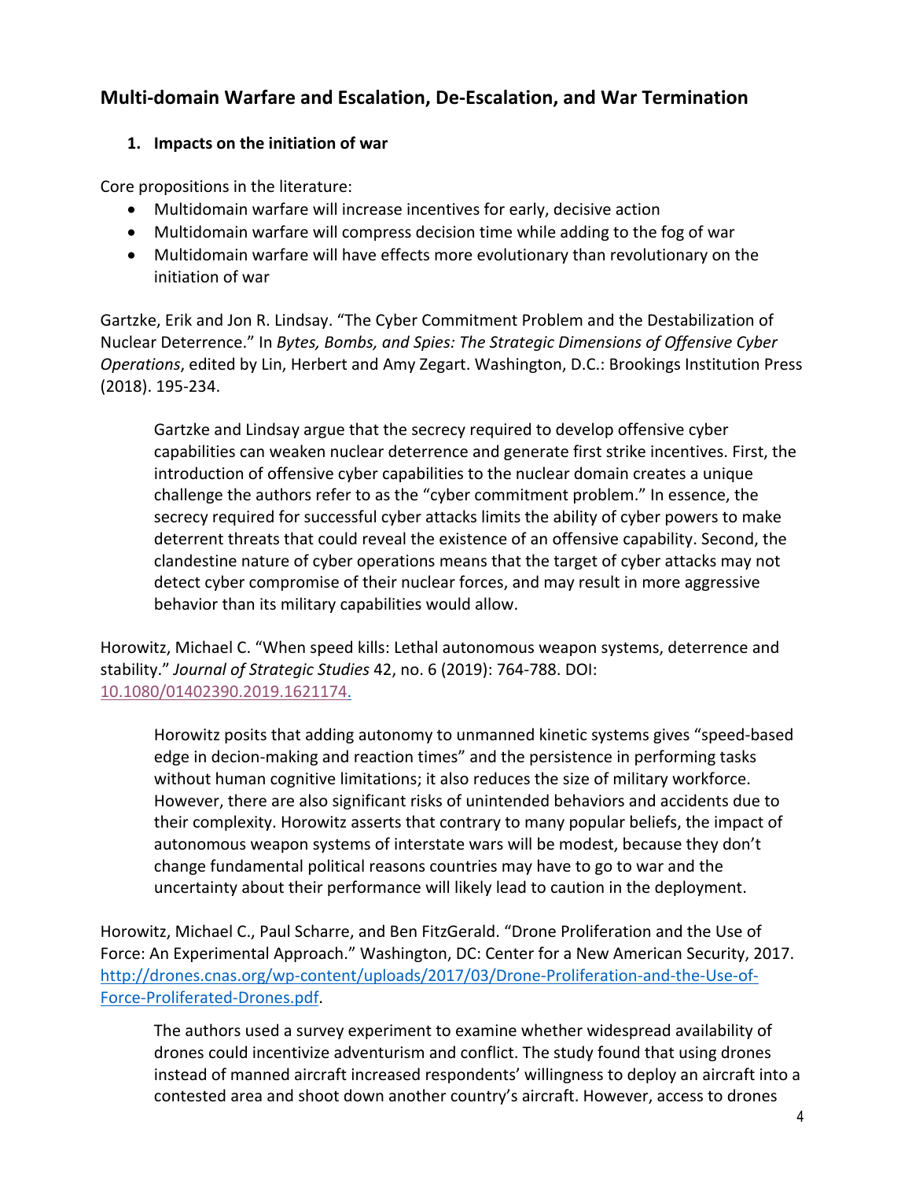## Multi-domain Warfare and Escalation, De-Escalation, and War Termination

### 1. Impacts on the initiation of war

Core propositions in the literature:

- Multidomain warfare will increase incentives for early, decisive action
- Multidomain warfare will compress decision time while adding to the fog of war
- Multidomain warfare will have effects more evolutionary than revolutionary on the initiation of war

Gartzke, Erik and Jon R. Lindsay. "The Cyber Commitment Problem and the Destabilization of Nuclear Deterrence." In *Bytes, Bombs, and Spies: The Strategic Dimensions of Offensive Cyber Operations*, edited by Lin, Herbert and Amy Zegart. Washington, D.C.: Brookings Institution Press (2018). 195-234.

> Gartzke and Lindsay argue that the secrecy required to develop offensive cyber capabilities can weaken nuclear deterrence and generate first strike incentives. First, the introduction of offensive cyber capabilities to the nuclear domain creates a unique challenge the authors refer to as the "cyber commitment problem." In essence, the secrecy required for successful cyber attacks limits the ability of cyber powers to make deterrent threats that could reveal the existence of an offensive capability. Second, the clandestine nature of cyber operations means that the target of cyber attacks may not detect cyber compromise of their nuclear forces, and may result in more aggressive behavior than its military capabilities would allow.

Horowitz, Michael C. "When speed kills: Lethal autonomous weapon systems, deterrence and stability." *Journal of Strategic Studies* 42, no. 6 (2019): 764-788. DOI: [10.1080/01402390.2019.1621174.](https://doi.org/10.1080/01402390.2019.1621174)

> Horowitz posits that adding autonomy to unmanned kinetic systems gives "speed-based edge in decion-making and reaction times" and the persistence in performing tasks without human cognitive limitations; it also reduces the size of military workforce. However, there are also significant risks of unintended behaviors and accidents due to their complexity. Horowitz asserts that contrary to many popular beliefs, the impact of autonomous weapon systems of interstate wars will be modest, because they don't change fundamental political reasons countries may have to go to war and the uncertainty about their performance will likely lead to caution in the deployment.

Horowitz, Michael C., Paul Scharre, and Ben FitzGerald. "Drone Proliferation and the Use of Force: An Experimental Approach." Washington, DC: Center for a New American Security, 2017. [http://drones.cnas.org/wp-content/uploads/2017/03/Drone-Proliferation-and-the-Use-of-Force-Proliferated-Drones.pdf](http://drones.cnas.org/wp-content/uploads/2017/03/Drone-Proliferation-and-the-Use-of-Force-Proliferated-Drones.pdf).

> The authors used a survey experiment to examine whether widespread availability of drones could incentivize adventurism and conflict. The study found that using drones instead of manned aircraft increased respondents' willingness to deploy an aircraft into a contested area and shoot down another country's aircraft. However, access to drones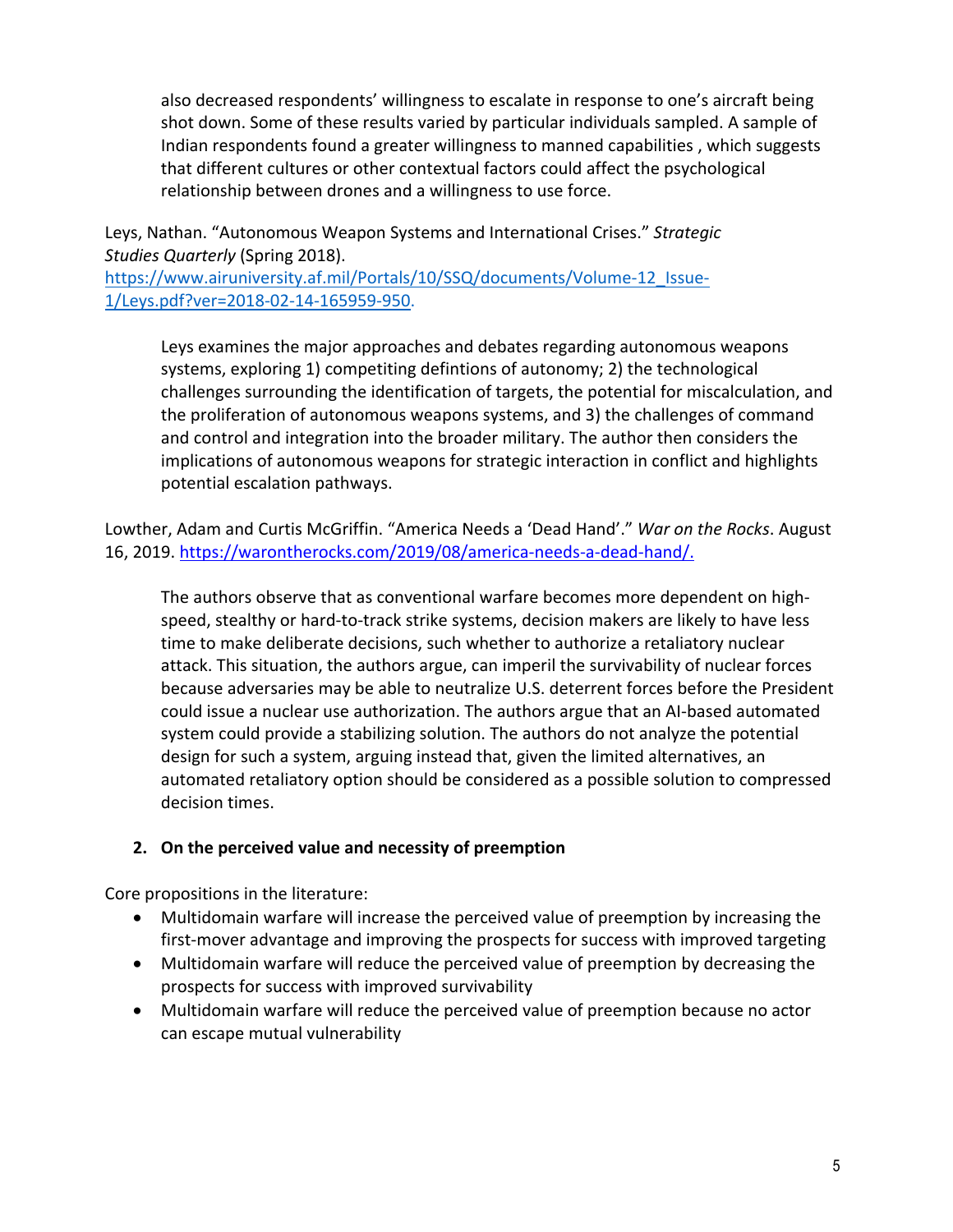also decreased respondents' willingness to escalate in response to one's aircraft being shot down. Some of these results varied by particular individuals sampled. A sample of Indian respondents found a greater willingness to manned capabilities , which suggests that different cultures or other contextual factors could affect the psychological relationship between drones and a willingness to use force.

Leys, Nathan. "Autonomous Weapon Systems and International Crises." *Strategic Studies Quarterly* (Spring 2018). https://www.airuniversity.af.mil/Portals/10/SSQ/documents/Volume-12_Issue-1/Leys.pdf?ver=2018-02-14-165959-950.

> Leys examines the major approaches and debates regarding autonomous weapons systems, exploring 1) competiting defintions of autonomy; 2) the technological challenges surrounding the identification of targets, the potential for miscalculation, and the proliferation of autonomous weapons systems, and 3) the challenges of command and control and integration into the broader military. The author then considers the implications of autonomous weapons for strategic interaction in conflict and highlights potential escalation pathways.

Lowther, Adam and Curtis McGriffin. "America Needs a 'Dead Hand'." *War on the Rocks*. August 16, 2019. https://warontherocks.com/2019/08/america-needs-a-dead-hand/.

> The authors observe that as conventional warfare becomes more dependent on high-speed, stealthy or hard-to-track strike systems, decision makers are likely to have less time to make deliberate decisions, such whether to authorize a retaliatory nuclear attack. This situation, the authors argue, can imperil the survivability of nuclear forces because adversaries may be able to neutralize U.S. deterrent forces before the President could issue a nuclear use authorization. The authors argue that an AI-based automated system could provide a stabilizing solution. The authors do not analyze the potential design for such a system, arguing instead that, given the limited alternatives, an automated retaliatory option should be considered as a possible solution to compressed decision times.

**2. On the perceived value and necessity of preemption**

Core propositions in the literature:

- Multidomain warfare will increase the perceived value of preemption by increasing the first-mover advantage and improving the prospects for success with improved targeting
- Multidomain warfare will reduce the perceived value of preemption by decreasing the prospects for success with improved survivability
- Multidomain warfare will reduce the perceived value of preemption because no actor can escape mutual vulnerability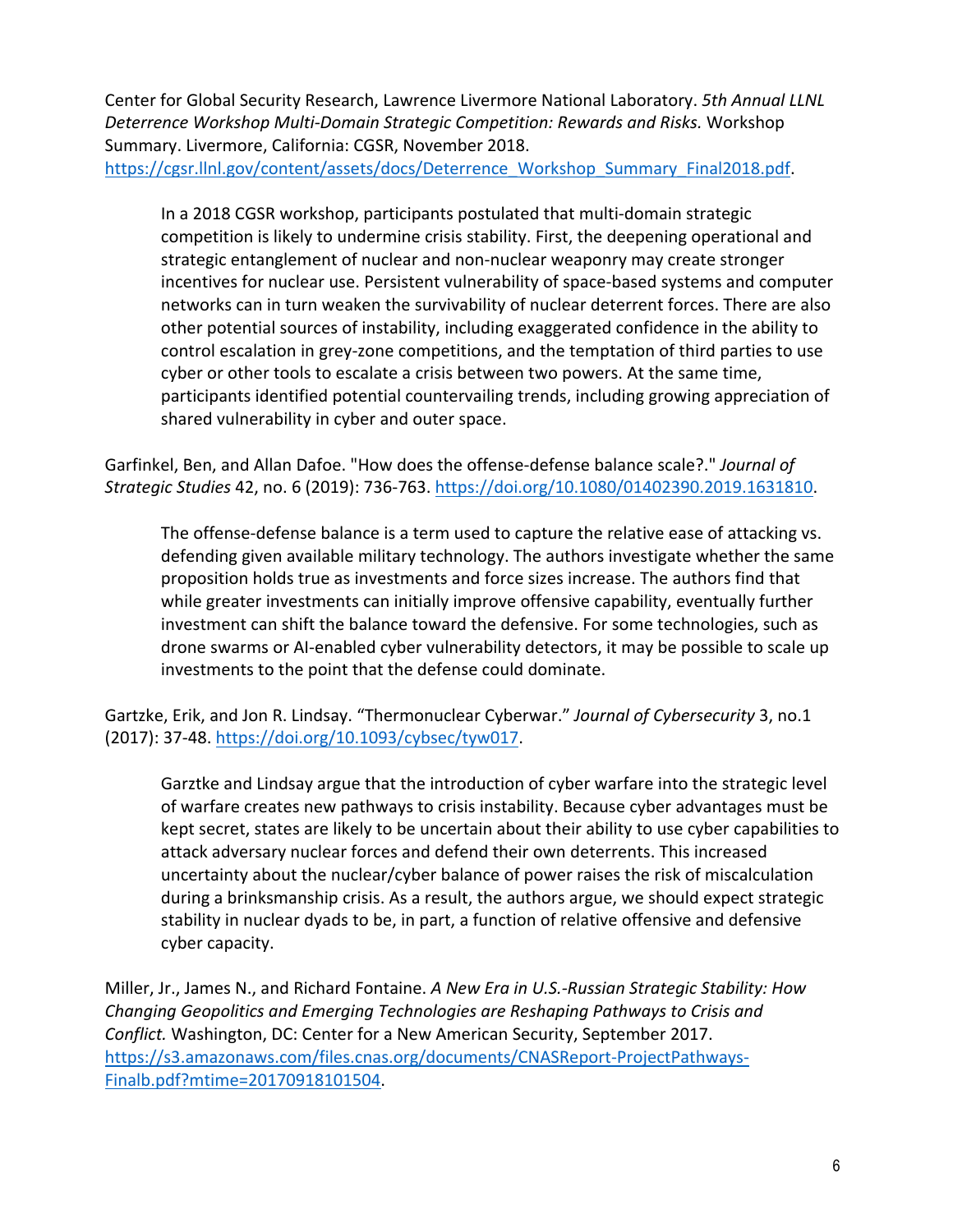Center for Global Security Research, Lawrence Livermore National Laboratory. *5th Annual LLNL Deterrence Workshop Multi-Domain Strategic Competition: Rewards and Risks.* Workshop Summary. Livermore, California: CGSR, November 2018. https://cgsr.llnl.gov/content/assets/docs/Deterrence_Workshop_Summary_Final2018.pdf.

> In a 2018 CGSR workshop, participants postulated that multi-domain strategic competition is likely to undermine crisis stability. First, the deepening operational and strategic entanglement of nuclear and non-nuclear weaponry may create stronger incentives for nuclear use. Persistent vulnerability of space-based systems and computer networks can in turn weaken the survivability of nuclear deterrent forces. There are also other potential sources of instability, including exaggerated confidence in the ability to control escalation in grey-zone competitions, and the temptation of third parties to use cyber or other tools to escalate a crisis between two powers. At the same time, participants identified potential countervailing trends, including growing appreciation of shared vulnerability in cyber and outer space.

Garfinkel, Ben, and Allan Dafoe. "How does the offense-defense balance scale?." *Journal of Strategic Studies* 42, no. 6 (2019): 736-763. https://doi.org/10.1080/01402390.2019.1631810.

> The offense-defense balance is a term used to capture the relative ease of attacking vs. defending given available military technology. The authors investigate whether the same proposition holds true as investments and force sizes increase. The authors find that while greater investments can initially improve offensive capability, eventually further investment can shift the balance toward the defensive. For some technologies, such as drone swarms or AI-enabled cyber vulnerability detectors, it may be possible to scale up investments to the point that the defense could dominate.

Gartzke, Erik, and Jon R. Lindsay. "Thermonuclear Cyberwar." *Journal of Cybersecurity* 3, no.1 (2017): 37-48. https://doi.org/10.1093/cybsec/tyw017.

> Garztke and Lindsay argue that the introduction of cyber warfare into the strategic level of warfare creates new pathways to crisis instability. Because cyber advantages must be kept secret, states are likely to be uncertain about their ability to use cyber capabilities to attack adversary nuclear forces and defend their own deterrents. This increased uncertainty about the nuclear/cyber balance of power raises the risk of miscalculation during a brinksmanship crisis. As a result, the authors argue, we should expect strategic stability in nuclear dyads to be, in part, a function of relative offensive and defensive cyber capacity.

Miller, Jr., James N., and Richard Fontaine. *A New Era in U.S.-Russian Strategic Stability: How Changing Geopolitics and Emerging Technologies are Reshaping Pathways to Crisis and Conflict.* Washington, DC: Center for a New American Security, September 2017. https://s3.amazonaws.com/files.cnas.org/documents/CNASReport-ProjectPathways-Finalb.pdf?mtime=20170918101504.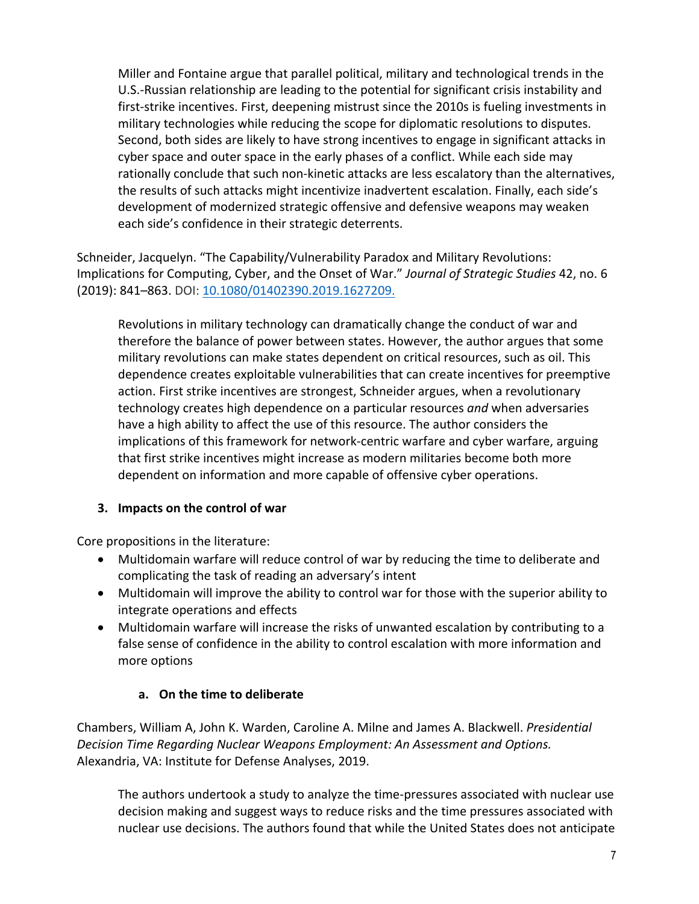Miller and Fontaine argue that parallel political, military and technological trends in the U.S.-Russian relationship are leading to the potential for significant crisis instability and first-strike incentives. First, deepening mistrust since the 2010s is fueling investments in military technologies while reducing the scope for diplomatic resolutions to disputes. Second, both sides are likely to have strong incentives to engage in significant attacks in cyber space and outer space in the early phases of a conflict. While each side may rationally conclude that such non-kinetic attacks are less escalatory than the alternatives, the results of such attacks might incentivize inadvertent escalation. Finally, each side's development of modernized strategic offensive and defensive weapons may weaken each side's confidence in their strategic deterrents.

Schneider, Jacquelyn. "The Capability/Vulnerability Paradox and Military Revolutions: Implications for Computing, Cyber, and the Onset of War." *Journal of Strategic Studies* 42, no. 6 (2019): 841–863. DOI: [10.1080/01402390.2019.1627209.](https://doi.org/10.1080/01402390.2019.1627209)

Revolutions in military technology can dramatically change the conduct of war and therefore the balance of power between states. However, the author argues that some military revolutions can make states dependent on critical resources, such as oil. This dependence creates exploitable vulnerabilities that can create incentives for preemptive action. First strike incentives are strongest, Schneider argues, when a revolutionary technology creates high dependence on a particular resources *and* when adversaries have a high ability to affect the use of this resource. The author considers the implications of this framework for network-centric warfare and cyber warfare, arguing that first strike incentives might increase as modern militaries become both more dependent on information and more capable of offensive cyber operations.

### 3. Impacts on the control of war

Core propositions in the literature:

- Multidomain warfare will reduce control of war by reducing the time to deliberate and complicating the task of reading an adversary's intent
- Multidomain will improve the ability to control war for those with the superior ability to integrate operations and effects
- Multidomain warfare will increase the risks of unwanted escalation by contributing to a false sense of confidence in the ability to control escalation with more information and more options

#### a. On the time to deliberate

Chambers, William A, John K. Warden, Caroline A. Milne and James A. Blackwell. *Presidential Decision Time Regarding Nuclear Weapons Employment: An Assessment and Options.* Alexandria, VA: Institute for Defense Analyses, 2019.

The authors undertook a study to analyze the time-pressures associated with nuclear use decision making and suggest ways to reduce risks and the time pressures associated with nuclear use decisions. The authors found that while the United States does not anticipate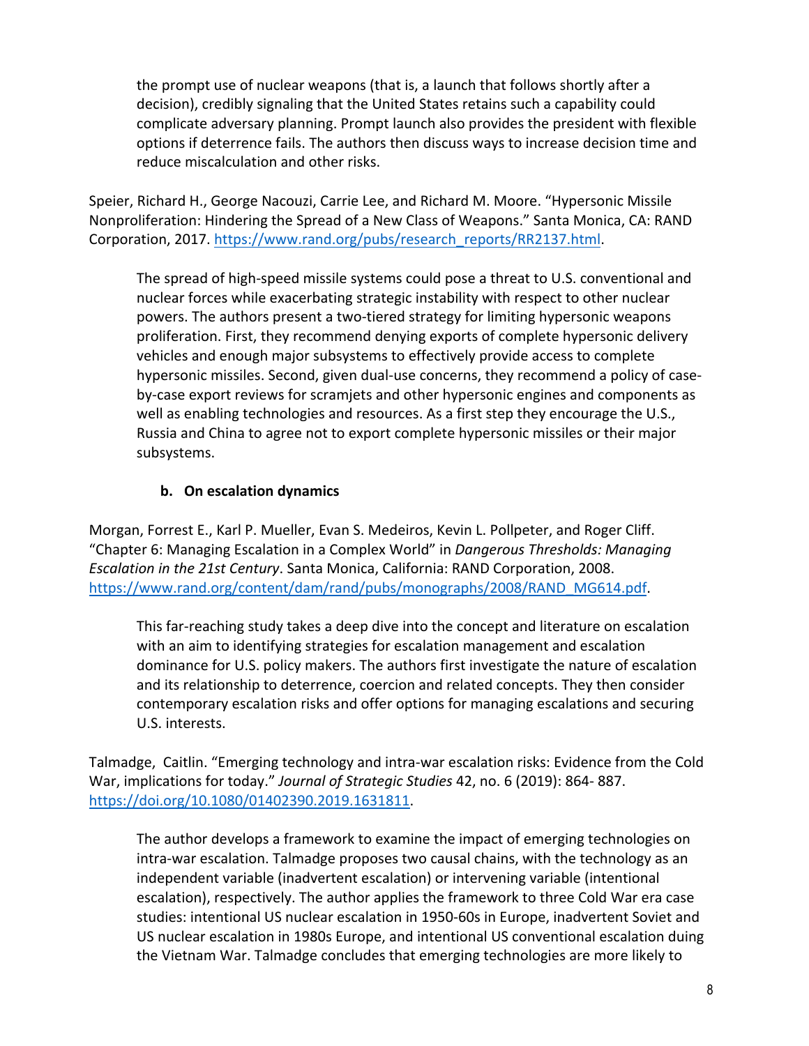the prompt use of nuclear weapons (that is, a launch that follows shortly after a decision), credibly signaling that the United States retains such a capability could complicate adversary planning. Prompt launch also provides the president with flexible options if deterrence fails. The authors then discuss ways to increase decision time and reduce miscalculation and other risks.

Speier, Richard H., George Nacouzi, Carrie Lee, and Richard M. Moore. "Hypersonic Missile Nonproliferation: Hindering the Spread of a New Class of Weapons." Santa Monica, CA: RAND Corporation, 2017. https://www.rand.org/pubs/research_reports/RR2137.html.

> The spread of high-speed missile systems could pose a threat to U.S. conventional and nuclear forces while exacerbating strategic instability with respect to other nuclear powers. The authors present a two-tiered strategy for limiting hypersonic weapons proliferation. First, they recommend denying exports of complete hypersonic delivery vehicles and enough major subsystems to effectively provide access to complete hypersonic missiles. Second, given dual-use concerns, they recommend a policy of case-by-case export reviews for scramjets and other hypersonic engines and components as well as enabling technologies and resources. As a first step they encourage the U.S., Russia and China to agree not to export complete hypersonic missiles or their major subsystems.

### b. On escalation dynamics

Morgan, Forrest E., Karl P. Mueller, Evan S. Medeiros, Kevin L. Pollpeter, and Roger Cliff. "Chapter 6: Managing Escalation in a Complex World" in *Dangerous Thresholds: Managing Escalation in the 21st Century*. Santa Monica, California: RAND Corporation, 2008. https://www.rand.org/content/dam/rand/pubs/monographs/2008/RAND_MG614.pdf.

> This far-reaching study takes a deep dive into the concept and literature on escalation with an aim to identifying strategies for escalation management and escalation dominance for U.S. policy makers. The authors first investigate the nature of escalation and its relationship to deterrence, coercion and related concepts. They then consider contemporary escalation risks and offer options for managing escalations and securing U.S. interests.

Talmadge, Caitlin. "Emerging technology and intra-war escalation risks: Evidence from the Cold War, implications for today." *Journal of Strategic Studies* 42, no. 6 (2019): 864- 887. https://doi.org/10.1080/01402390.2019.1631811.

> The author develops a framework to examine the impact of emerging technologies on intra-war escalation. Talmadge proposes two causal chains, with the technology as an independent variable (inadvertent escalation) or intervening variable (intentional escalation), respectively. The author applies the framework to three Cold War era case studies: intentional US nuclear escalation in 1950-60s in Europe, inadvertent Soviet and US nuclear escalation in 1980s Europe, and intentional US conventional escalation duing the Vietnam War. Talmadge concludes that emerging technologies are more likely to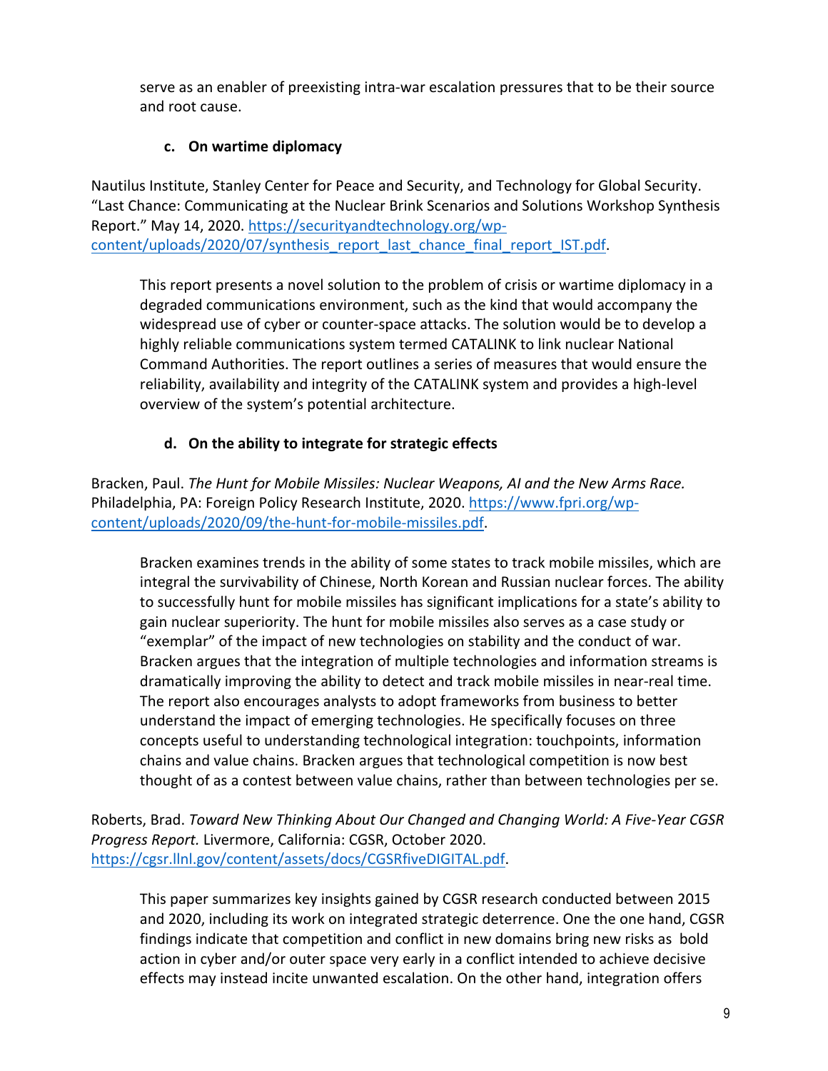serve as an enabler of preexisting intra-war escalation pressures that to be their source and root cause.

### c. On wartime diplomacy

Nautilus Institute, Stanley Center for Peace and Security, and Technology for Global Security. "Last Chance: Communicating at the Nuclear Brink Scenarios and Solutions Workshop Synthesis Report." May 14, 2020. https://securityandtechnology.org/wp-content/uploads/2020/07/synthesis_report_last_chance_final_report_IST.pdf.

> This report presents a novel solution to the problem of crisis or wartime diplomacy in a degraded communications environment, such as the kind that would accompany the widespread use of cyber or counter-space attacks. The solution would be to develop a highly reliable communications system termed CATALINK to link nuclear National Command Authorities. The report outlines a series of measures that would ensure the reliability, availability and integrity of the CATALINK system and provides a high-level overview of the system's potential architecture.

### d. On the ability to integrate for strategic effects

Bracken, Paul. *The Hunt for Mobile Missiles: Nuclear Weapons, AI and the New Arms Race.* Philadelphia, PA: Foreign Policy Research Institute, 2020. https://www.fpri.org/wp-content/uploads/2020/09/the-hunt-for-mobile-missiles.pdf.

> Bracken examines trends in the ability of some states to track mobile missiles, which are integral the survivability of Chinese, North Korean and Russian nuclear forces. The ability to successfully hunt for mobile missiles has significant implications for a state's ability to gain nuclear superiority. The hunt for mobile missiles also serves as a case study or "exemplar" of the impact of new technologies on stability and the conduct of war. Bracken argues that the integration of multiple technologies and information streams is dramatically improving the ability to detect and track mobile missiles in near-real time. The report also encourages analysts to adopt frameworks from business to better understand the impact of emerging technologies. He specifically focuses on three concepts useful to understanding technological integration: touchpoints, information chains and value chains. Bracken argues that technological competition is now best thought of as a contest between value chains, rather than between technologies per se.

Roberts, Brad. *Toward New Thinking About Our Changed and Changing World: A Five-Year CGSR Progress Report.* Livermore, California: CGSR, October 2020. https://cgsr.llnl.gov/content/assets/docs/CGSRfiveDIGITAL.pdf.

> This paper summarizes key insights gained by CGSR research conducted between 2015 and 2020, including its work on integrated strategic deterrence. One the one hand, CGSR findings indicate that competition and conflict in new domains bring new risks as bold action in cyber and/or outer space very early in a conflict intended to achieve decisive effects may instead incite unwanted escalation. On the other hand, integration offers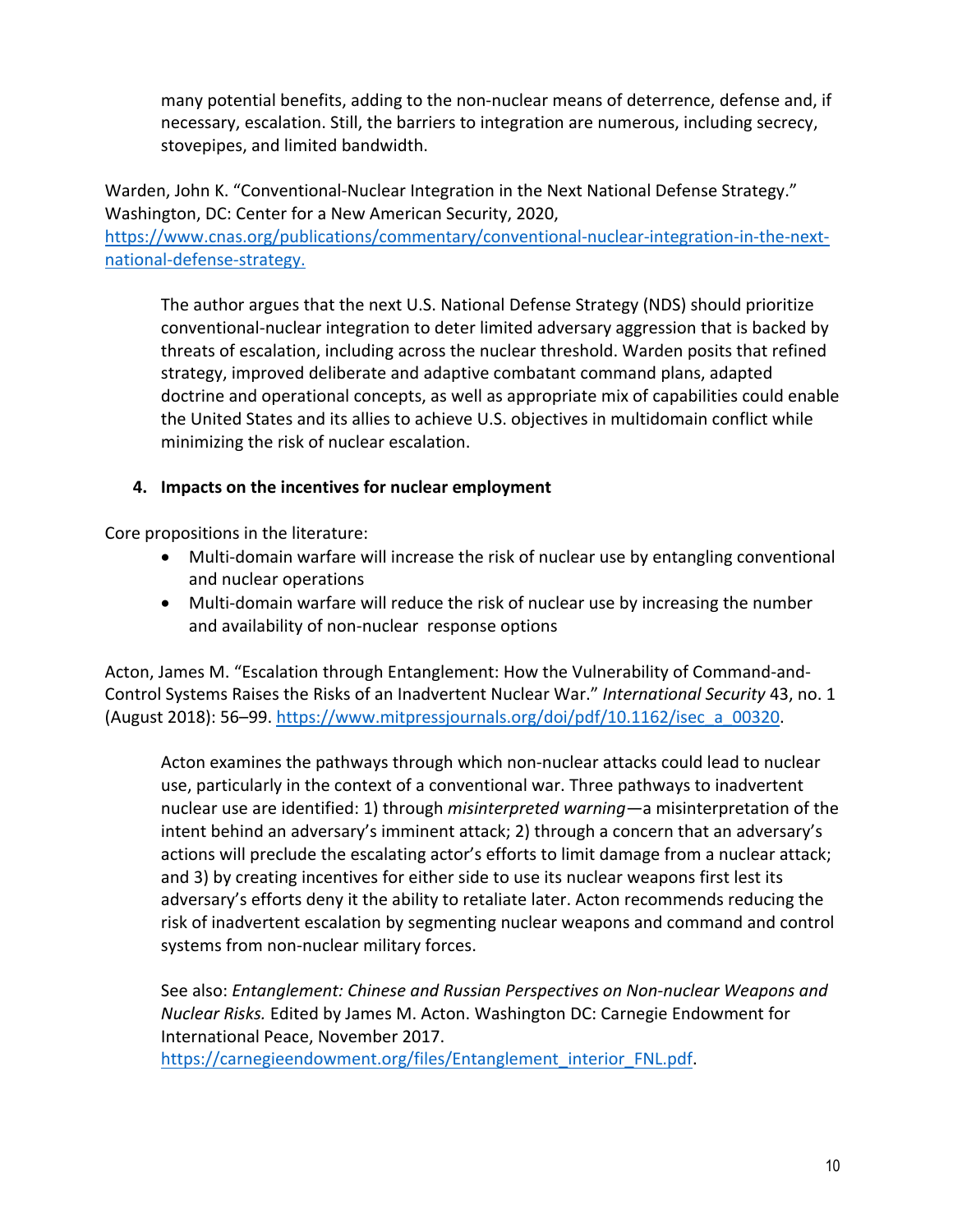many potential benefits, adding to the non-nuclear means of deterrence, defense and, if necessary, escalation. Still, the barriers to integration are numerous, including secrecy, stovepipes, and limited bandwidth.

Warden, John K. "Conventional-Nuclear Integration in the Next National Defense Strategy." Washington, DC: Center for a New American Security, 2020, [https://www.cnas.org/publications/commentary/conventional-nuclear-integration-in-the-next-national-defense-strategy.](https://www.cnas.org/publications/commentary/conventional-nuclear-integration-in-the-next-national-defense-strategy)

> The author argues that the next U.S. National Defense Strategy (NDS) should prioritize conventional-nuclear integration to deter limited adversary aggression that is backed by threats of escalation, including across the nuclear threshold. Warden posits that refined strategy, improved deliberate and adaptive combatant command plans, adapted doctrine and operational concepts, as well as appropriate mix of capabilities could enable the United States and its allies to achieve U.S. objectives in multidomain conflict while minimizing the risk of nuclear escalation.

### 4. Impacts on the incentives for nuclear employment

Core propositions in the literature:

- Multi-domain warfare will increase the risk of nuclear use by entangling conventional and nuclear operations
- Multi-domain warfare will reduce the risk of nuclear use by increasing the number and availability of non-nuclear response options

Acton, James M. "Escalation through Entanglement: How the Vulnerability of Command-and-Control Systems Raises the Risks of an Inadvertent Nuclear War." *International Security* 43, no. 1 (August 2018): 56–99. [https://www.mitpressjournals.org/doi/pdf/10.1162/isec_a_00320](https://www.mitpressjournals.org/doi/pdf/10.1162/isec_a_00320).

> Acton examines the pathways through which non-nuclear attacks could lead to nuclear use, particularly in the context of a conventional war. Three pathways to inadvertent nuclear use are identified: 1) through *misinterpreted warning*—a misinterpretation of the intent behind an adversary's imminent attack; 2) through a concern that an adversary's actions will preclude the escalating actor's efforts to limit damage from a nuclear attack; and 3) by creating incentives for either side to use its nuclear weapons first lest its adversary's efforts deny it the ability to retaliate later. Acton recommends reducing the risk of inadvertent escalation by segmenting nuclear weapons and command and control systems from non-nuclear military forces.
>
> See also: *Entanglement: Chinese and Russian Perspectives on Non-nuclear Weapons and Nuclear Risks.* Edited by James M. Acton. Washington DC: Carnegie Endowment for International Peace, November 2017. [https://carnegieendowment.org/files/Entanglement_interior_FNL.pdf](https://carnegieendowment.org/files/Entanglement_interior_FNL.pdf).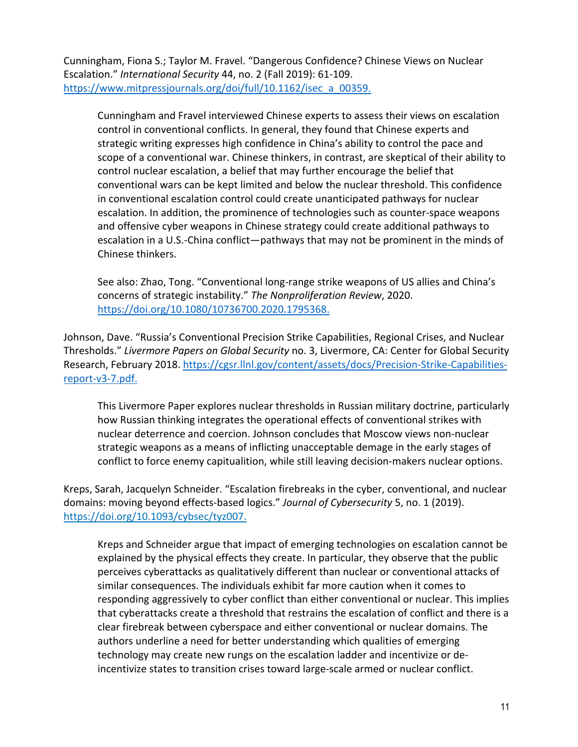Cunningham, Fiona S.; Taylor M. Fravel. "Dangerous Confidence? Chinese Views on Nuclear Escalation." *International Security* 44, no. 2 (Fall 2019): 61-109. https://www.mitpressjournals.org/doi/full/10.1162/isec_a_00359.

> Cunningham and Fravel interviewed Chinese experts to assess their views on escalation control in conventional conflicts. In general, they found that Chinese experts and strategic writing expresses high confidence in China's ability to control the pace and scope of a conventional war. Chinese thinkers, in contrast, are skeptical of their ability to control nuclear escalation, a belief that may further encourage the belief that conventional wars can be kept limited and below the nuclear threshold. This confidence in conventional escalation control could create unanticipated pathways for nuclear escalation. In addition, the prominence of technologies such as counter-space weapons and offensive cyber weapons in Chinese strategy could create additional pathways to escalation in a U.S.-China conflict—pathways that may not be prominent in the minds of Chinese thinkers.
>
> See also: Zhao, Tong. "Conventional long-range strike weapons of US allies and China's concerns of strategic instability." *The Nonproliferation Review*, 2020. https://doi.org/10.1080/10736700.2020.1795368.

Johnson, Dave. "Russia's Conventional Precision Strike Capabilities, Regional Crises, and Nuclear Thresholds." *Livermore Papers on Global Security* no. 3, Livermore, CA: Center for Global Security Research, February 2018. https://cgsr.llnl.gov/content/assets/docs/Precision-Strike-Capabilities-report-v3-7.pdf.

> This Livermore Paper explores nuclear thresholds in Russian military doctrine, particularly how Russian thinking integrates the operational effects of conventional strikes with nuclear deterrence and coercion. Johnson concludes that Moscow views non-nuclear strategic weapons as a means of inflicting unacceptable demage in the early stages of conflict to force enemy capitualition, while still leaving decision-makers nuclear options.

Kreps, Sarah, Jacquelyn Schneider. "Escalation firebreaks in the cyber, conventional, and nuclear domains: moving beyond effects-based logics." *Journal of Cybersecurity* 5, no. 1 (2019). https://doi.org/10.1093/cybsec/tyz007.

> Kreps and Schneider argue that impact of emerging technologies on escalation cannot be explained by the physical effects they create. In particular, they observe that the public perceives cyberattacks as qualitatively different than nuclear or conventional attacks of similar consequences. The individuals exhibit far more caution when it comes to responding aggressively to cyber conflict than either conventional or nuclear. This implies that cyberattacks create a threshold that restrains the escalation of conflict and there is a clear firebreak between cyberspace and either conventional or nuclear domains. The authors underline a need for better understanding which qualities of emerging technology may create new rungs on the escalation ladder and incentivize or de-incentivize states to transition crises toward large-scale armed or nuclear conflict.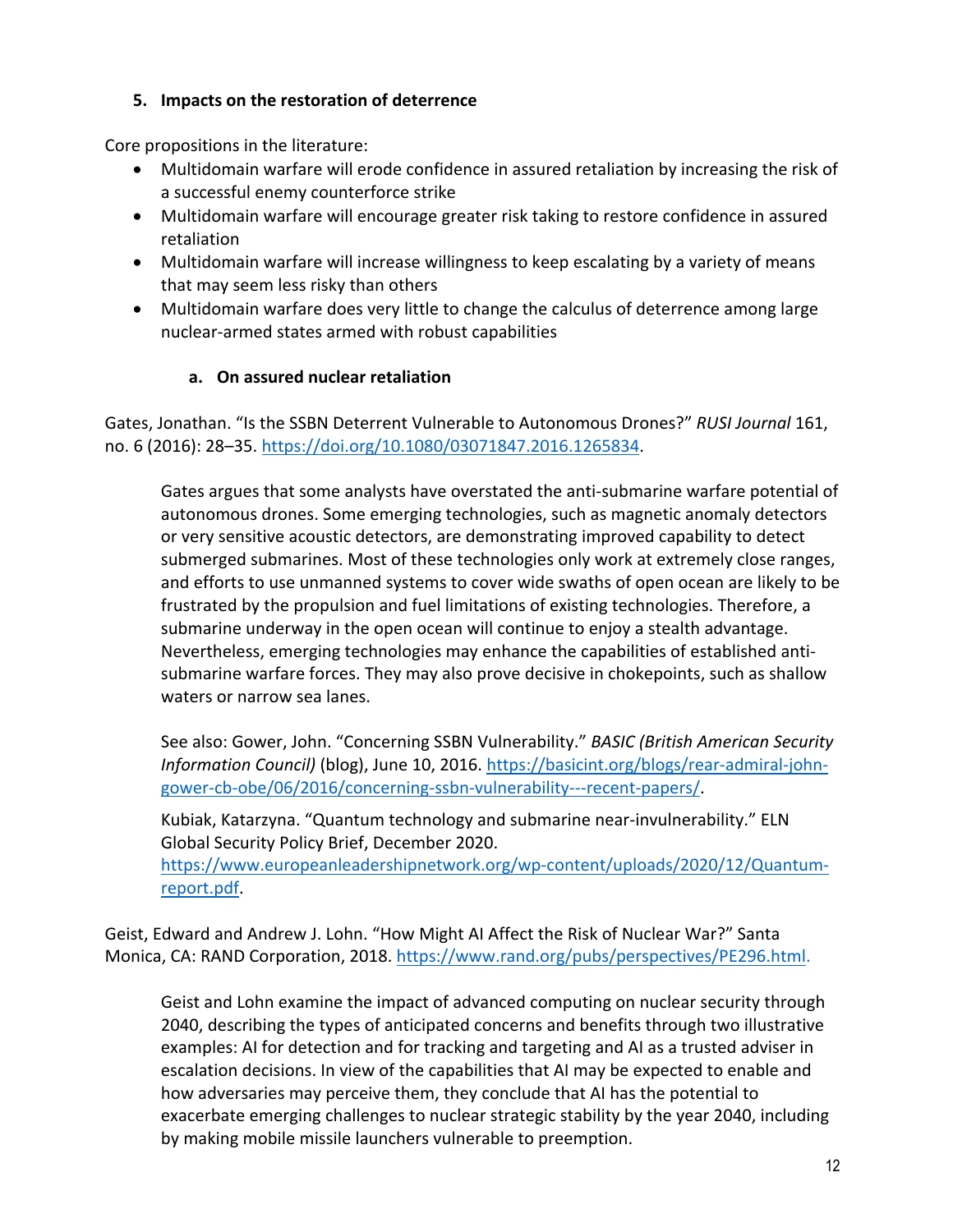### 5. Impacts on the restoration of deterrence

Core propositions in the literature:

- Multidomain warfare will erode confidence in assured retaliation by increasing the risk of a successful enemy counterforce strike
- Multidomain warfare will encourage greater risk taking to restore confidence in assured retaliation
- Multidomain warfare will increase willingness to keep escalating by a variety of means that may seem less risky than others
- Multidomain warfare does very little to change the calculus of deterrence among large nuclear-armed states armed with robust capabilities

#### a. On assured nuclear retaliation

Gates, Jonathan. "Is the SSBN Deterrent Vulnerable to Autonomous Drones?" *RUSI Journal* 161, no. 6 (2016): 28–35. https://doi.org/10.1080/03071847.2016.1265834.

> Gates argues that some analysts have overstated the anti-submarine warfare potential of autonomous drones. Some emerging technologies, such as magnetic anomaly detectors or very sensitive acoustic detectors, are demonstrating improved capability to detect submerged submarines. Most of these technologies only work at extremely close ranges, and efforts to use unmanned systems to cover wide swaths of open ocean are likely to be frustrated by the propulsion and fuel limitations of existing technologies. Therefore, a submarine underway in the open ocean will continue to enjoy a stealth advantage. Nevertheless, emerging technologies may enhance the capabilities of established anti-submarine warfare forces. They may also prove decisive in chokepoints, such as shallow waters or narrow sea lanes.
>
> See also: Gower, John. "Concerning SSBN Vulnerability." *BASIC (British American Security Information Council)* (blog), June 10, 2016. https://basicint.org/blogs/rear-admiral-john-gower-cb-obe/06/2016/concerning-ssbn-vulnerability---recent-papers/.
>
> Kubiak, Katarzyna. "Quantum technology and submarine near-invulnerability." ELN Global Security Policy Brief, December 2020. https://www.europeanleadershipnetwork.org/wp-content/uploads/2020/12/Quantum-report.pdf.

Geist, Edward and Andrew J. Lohn. "How Might AI Affect the Risk of Nuclear War?" Santa Monica, CA: RAND Corporation, 2018. https://www.rand.org/pubs/perspectives/PE296.html.

> Geist and Lohn examine the impact of advanced computing on nuclear security through 2040, describing the types of anticipated concerns and benefits through two illustrative examples: AI for detection and for tracking and targeting and AI as a trusted adviser in escalation decisions. In view of the capabilities that AI may be expected to enable and how adversaries may perceive them, they conclude that AI has the potential to exacerbate emerging challenges to nuclear strategic stability by the year 2040, including by making mobile missile launchers vulnerable to preemption.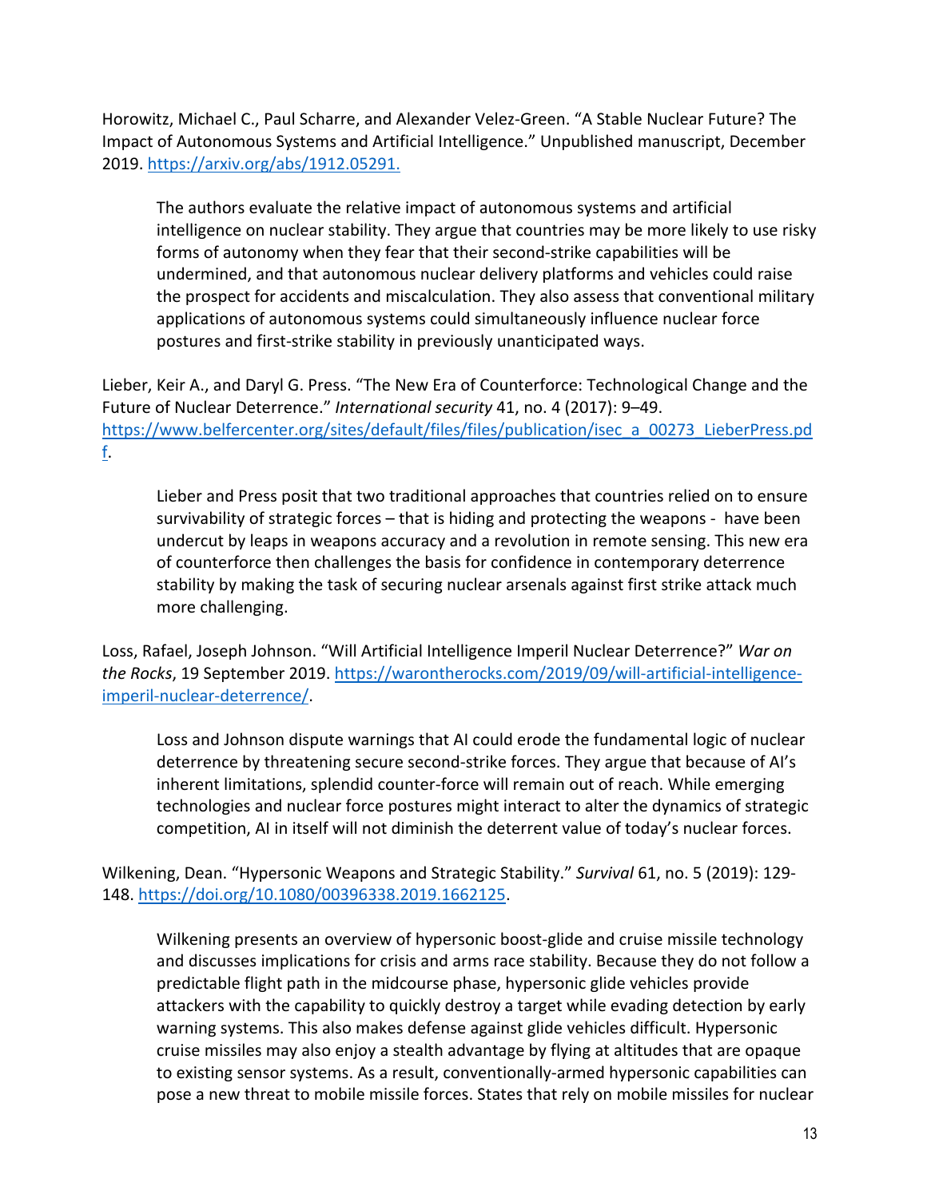Horowitz, Michael C., Paul Scharre, and Alexander Velez-Green. "A Stable Nuclear Future? The Impact of Autonomous Systems and Artificial Intelligence." Unpublished manuscript, December 2019. [https://arxiv.org/abs/1912.05291.](https://arxiv.org/abs/1912.05291)

> The authors evaluate the relative impact of autonomous systems and artificial intelligence on nuclear stability. They argue that countries may be more likely to use risky forms of autonomy when they fear that their second-strike capabilities will be undermined, and that autonomous nuclear delivery platforms and vehicles could raise the prospect for accidents and miscalculation. They also assess that conventional military applications of autonomous systems could simultaneously influence nuclear force postures and first-strike stability in previously unanticipated ways.

Lieber, Keir A., and Daryl G. Press. "The New Era of Counterforce: Technological Change and the Future of Nuclear Deterrence." *International security* 41, no. 4 (2017): 9–49. [https://www.belfercenter.org/sites/default/files/files/publication/isec_a_00273_LieberPress.pdf](https://www.belfercenter.org/sites/default/files/files/publication/isec_a_00273_LieberPress.pdf).

> Lieber and Press posit that two traditional approaches that countries relied on to ensure survivability of strategic forces – that is hiding and protecting the weapons - have been undercut by leaps in weapons accuracy and a revolution in remote sensing. This new era of counterforce then challenges the basis for confidence in contemporary deterrence stability by making the task of securing nuclear arsenals against first strike attack much more challenging.

Loss, Rafael, Joseph Johnson. "Will Artificial Intelligence Imperil Nuclear Deterrence?" *War on the Rocks*, 19 September 2019. [https://warontherocks.com/2019/09/will-artificial-intelligence-imperil-nuclear-deterrence/](https://warontherocks.com/2019/09/will-artificial-intelligence-imperil-nuclear-deterrence/).

> Loss and Johnson dispute warnings that AI could erode the fundamental logic of nuclear deterrence by threatening secure second-strike forces. They argue that because of AI's inherent limitations, splendid counter-force will remain out of reach. While emerging technologies and nuclear force postures might interact to alter the dynamics of strategic competition, AI in itself will not diminish the deterrent value of today's nuclear forces.

Wilkening, Dean. "Hypersonic Weapons and Strategic Stability." *Survival* 61, no. 5 (2019): 129-148. [https://doi.org/10.1080/00396338.2019.1662125](https://doi.org/10.1080/00396338.2019.1662125).

> Wilkening presents an overview of hypersonic boost-glide and cruise missile technology and discusses implications for crisis and arms race stability. Because they do not follow a predictable flight path in the midcourse phase, hypersonic glide vehicles provide attackers with the capability to quickly destroy a target while evading detection by early warning systems. This also makes defense against glide vehicles difficult. Hypersonic cruise missiles may also enjoy a stealth advantage by flying at altitudes that are opaque to existing sensor systems. As a result, conventionally-armed hypersonic capabilities can pose a new threat to mobile missile forces. States that rely on mobile missiles for nuclear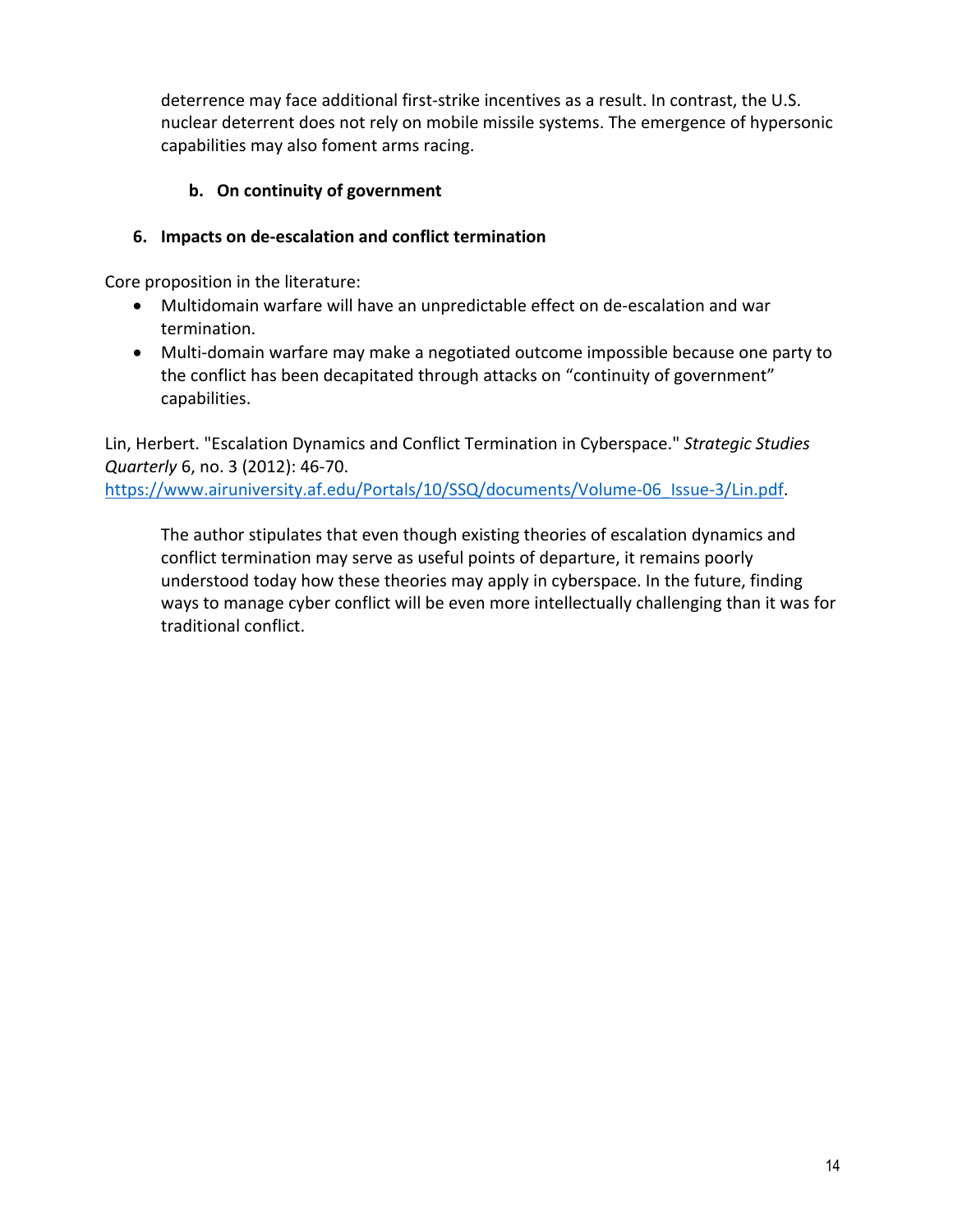deterrence may face additional first-strike incentives as a result. In contrast, the U.S. nuclear deterrent does not rely on mobile missile systems. The emergence of hypersonic capabilities may also foment arms racing.

**b. On continuity of government**

### 6. Impacts on de-escalation and conflict termination

Core proposition in the literature:

- Multidomain warfare will have an unpredictable effect on de-escalation and war termination.
- Multi-domain warfare may make a negotiated outcome impossible because one party to the conflict has been decapitated through attacks on "continuity of government" capabilities.

Lin, Herbert. "Escalation Dynamics and Conflict Termination in Cyberspace." *Strategic Studies Quarterly* 6, no. 3 (2012): 46-70. https://www.airuniversity.af.edu/Portals/10/SSQ/documents/Volume-06_Issue-3/Lin.pdf.

> The author stipulates that even though existing theories of escalation dynamics and conflict termination may serve as useful points of departure, it remains poorly understood today how these theories may apply in cyberspace. In the future, finding ways to manage cyber conflict will be even more intellectually challenging than it was for traditional conflict.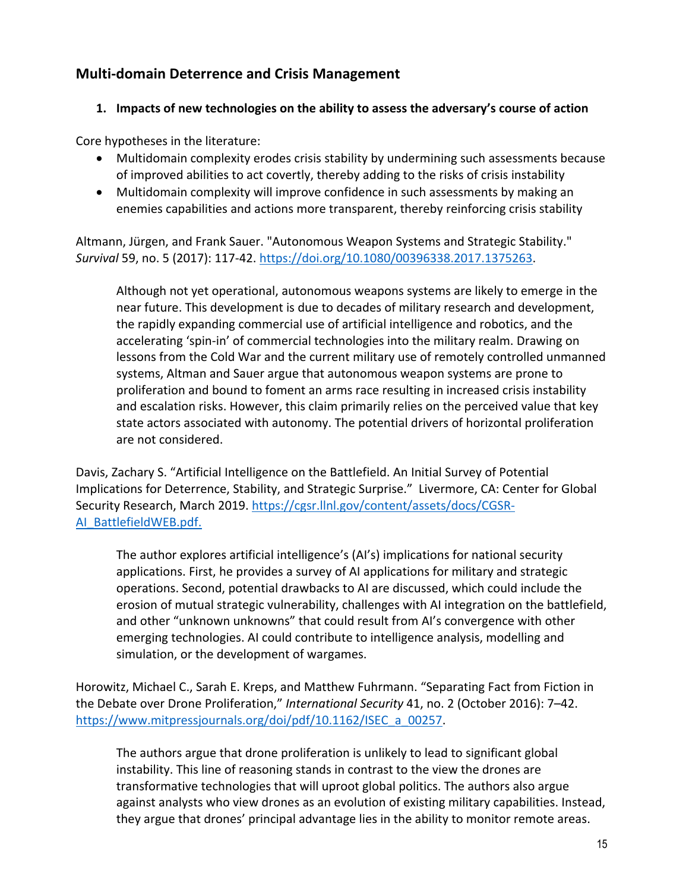## Multi-domain Deterrence and Crisis Management

### 1. Impacts of new technologies on the ability to assess the adversary's course of action

Core hypotheses in the literature:

- Multidomain complexity erodes crisis stability by undermining such assessments because of improved abilities to act covertly, thereby adding to the risks of crisis instability
- Multidomain complexity will improve confidence in such assessments by making an enemies capabilities and actions more transparent, thereby reinforcing crisis stability

Altmann, Jürgen, and Frank Sauer. "Autonomous Weapon Systems and Strategic Stability." *Survival* 59, no. 5 (2017): 117-42. https://doi.org/10.1080/00396338.2017.1375263.

> Although not yet operational, autonomous weapons systems are likely to emerge in the near future. This development is due to decades of military research and development, the rapidly expanding commercial use of artificial intelligence and robotics, and the accelerating 'spin-in' of commercial technologies into the military realm. Drawing on lessons from the Cold War and the current military use of remotely controlled unmanned systems, Altman and Sauer argue that autonomous weapon systems are prone to proliferation and bound to foment an arms race resulting in increased crisis instability and escalation risks. However, this claim primarily relies on the perceived value that key state actors associated with autonomy. The potential drivers of horizontal proliferation are not considered.

Davis, Zachary S. "Artificial Intelligence on the Battlefield. An Initial Survey of Potential Implications for Deterrence, Stability, and Strategic Surprise." Livermore, CA: Center for Global Security Research, March 2019. https://cgsr.llnl.gov/content/assets/docs/CGSR-AI_BattlefieldWEB.pdf.

> The author explores artificial intelligence's (AI's) implications for national security applications. First, he provides a survey of AI applications for military and strategic operations. Second, potential drawbacks to AI are discussed, which could include the erosion of mutual strategic vulnerability, challenges with AI integration on the battlefield, and other "unknown unknowns" that could result from AI's convergence with other emerging technologies. AI could contribute to intelligence analysis, modelling and simulation, or the development of wargames.

Horowitz, Michael C., Sarah E. Kreps, and Matthew Fuhrmann. "Separating Fact from Fiction in the Debate over Drone Proliferation," *International Security* 41, no. 2 (October 2016): 7–42. https://www.mitpressjournals.org/doi/pdf/10.1162/ISEC_a_00257.

> The authors argue that drone proliferation is unlikely to lead to significant global instability. This line of reasoning stands in contrast to the view the drones are transformative technologies that will uproot global politics. The authors also argue against analysts who view drones as an evolution of existing military capabilities. Instead, they argue that drones' principal advantage lies in the ability to monitor remote areas.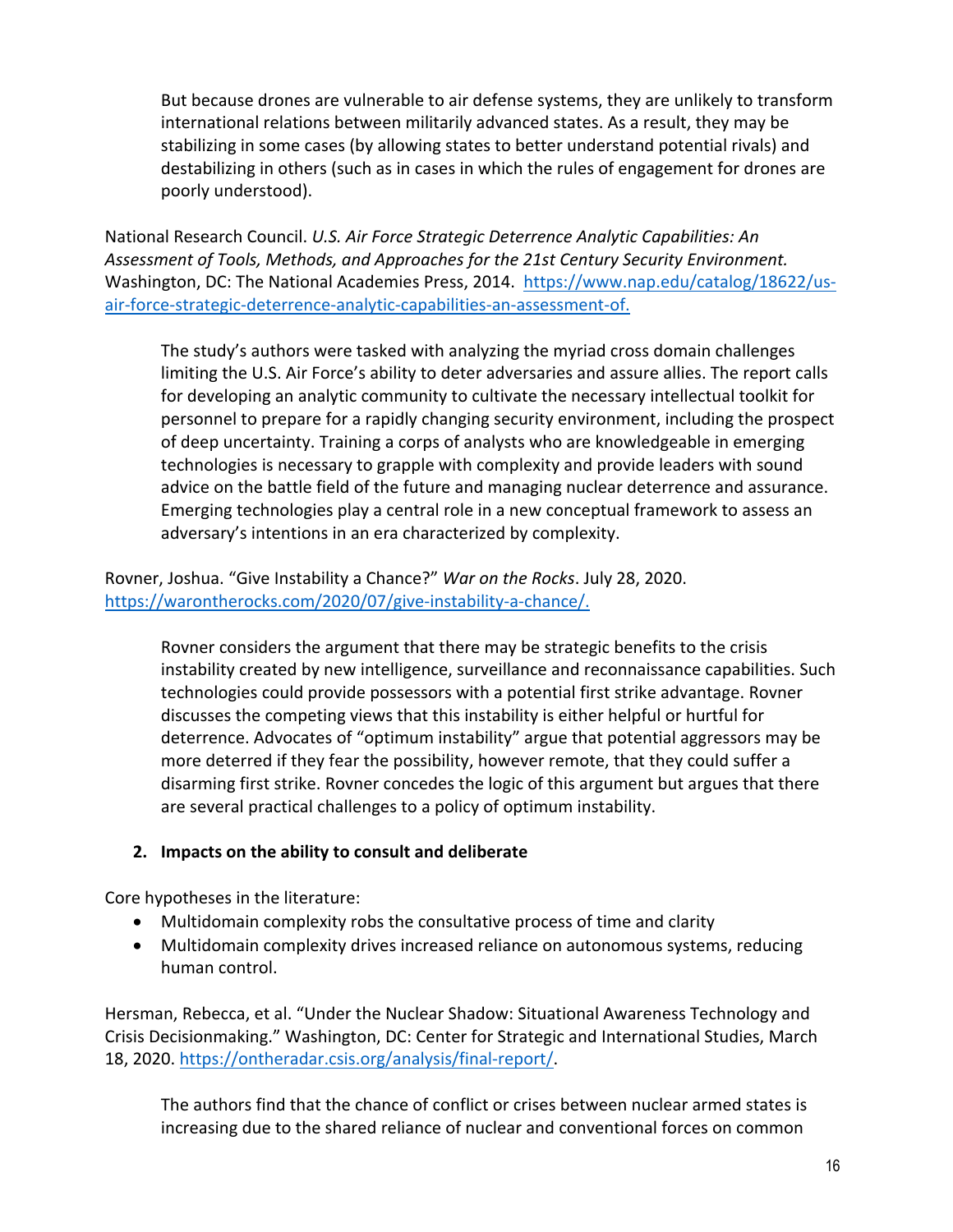But because drones are vulnerable to air defense systems, they are unlikely to transform international relations between militarily advanced states. As a result, they may be stabilizing in some cases (by allowing states to better understand potential rivals) and destabilizing in others (such as in cases in which the rules of engagement for drones are poorly understood).

National Research Council. *U.S. Air Force Strategic Deterrence Analytic Capabilities: An Assessment of Tools, Methods, and Approaches for the 21st Century Security Environment.* Washington, DC: The National Academies Press, 2014. https://www.nap.edu/catalog/18622/us-air-force-strategic-deterrence-analytic-capabilities-an-assessment-of.

> The study's authors were tasked with analyzing the myriad cross domain challenges limiting the U.S. Air Force's ability to deter adversaries and assure allies. The report calls for developing an analytic community to cultivate the necessary intellectual toolkit for personnel to prepare for a rapidly changing security environment, including the prospect of deep uncertainty. Training a corps of analysts who are knowledgeable in emerging technologies is necessary to grapple with complexity and provide leaders with sound advice on the battle field of the future and managing nuclear deterrence and assurance. Emerging technologies play a central role in a new conceptual framework to assess an adversary's intentions in an era characterized by complexity.

Rovner, Joshua. "Give Instability a Chance?" *War on the Rocks*. July 28, 2020. https://warontherocks.com/2020/07/give-instability-a-chance/.

> Rovner considers the argument that there may be strategic benefits to the crisis instability created by new intelligence, surveillance and reconnaissance capabilities. Such technologies could provide possessors with a potential first strike advantage. Rovner discusses the competing views that this instability is either helpful or hurtful for deterrence. Advocates of "optimum instability" argue that potential aggressors may be more deterred if they fear the possibility, however remote, that they could suffer a disarming first strike. Rovner concedes the logic of this argument but argues that there are several practical challenges to a policy of optimum instability.

**2. Impacts on the ability to consult and deliberate**

Core hypotheses in the literature:

- Multidomain complexity robs the consultative process of time and clarity
- Multidomain complexity drives increased reliance on autonomous systems, reducing human control.

Hersman, Rebecca, et al. "Under the Nuclear Shadow: Situational Awareness Technology and Crisis Decisionmaking." Washington, DC: Center for Strategic and International Studies, March 18, 2020. https://ontheradar.csis.org/analysis/final-report/.

> The authors find that the chance of conflict or crises between nuclear armed states is increasing due to the shared reliance of nuclear and conventional forces on common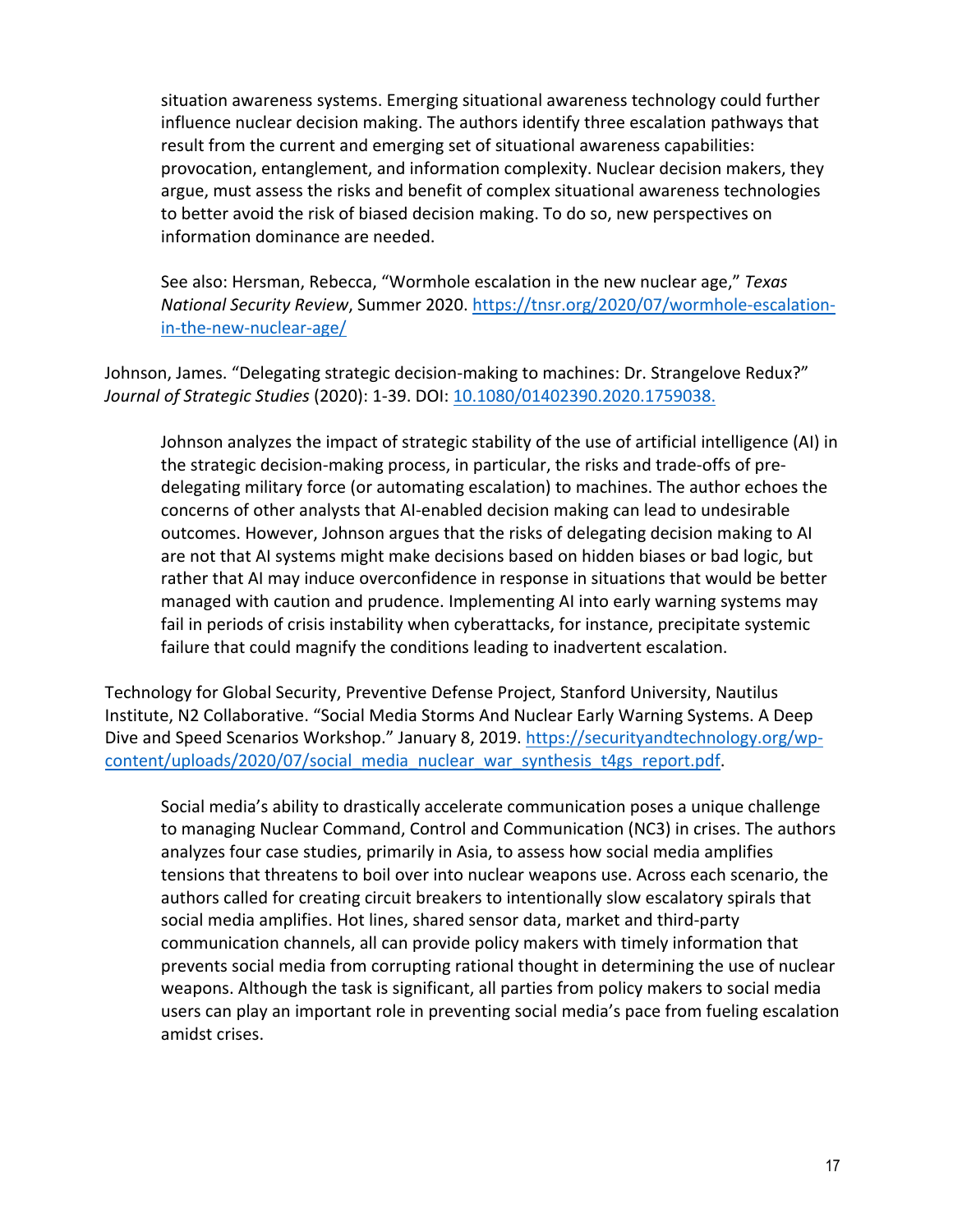situation awareness systems. Emerging situational awareness technology could further influence nuclear decision making. The authors identify three escalation pathways that result from the current and emerging set of situational awareness capabilities: provocation, entanglement, and information complexity. Nuclear decision makers, they argue, must assess the risks and benefit of complex situational awareness technologies to better avoid the risk of biased decision making. To do so, new perspectives on information dominance are needed.

See also: Hersman, Rebecca, "Wormhole escalation in the new nuclear age," *Texas National Security Review*, Summer 2020. [https://tnsr.org/2020/07/wormhole-escalation-in-the-new-nuclear-age/](https://tnsr.org/2020/07/wormhole-escalation-in-the-new-nuclear-age/)

Johnson, James. "Delegating strategic decision-making to machines: Dr. Strangelove Redux?" *Journal of Strategic Studies* (2020): 1-39. DOI: [10.1080/01402390.2020.1759038.](https://doi.org/10.1080/01402390.2020.1759038)

Johnson analyzes the impact of strategic stability of the use of artificial intelligence (AI) in the strategic decision-making process, in particular, the risks and trade-offs of pre-delegating military force (or automating escalation) to machines. The author echoes the concerns of other analysts that AI-enabled decision making can lead to undesirable outcomes. However, Johnson argues that the risks of delegating decision making to AI are not that AI systems might make decisions based on hidden biases or bad logic, but rather that AI may induce overconfidence in response in situations that would be better managed with caution and prudence. Implementing AI into early warning systems may fail in periods of crisis instability when cyberattacks, for instance, precipitate systemic failure that could magnify the conditions leading to inadvertent escalation.

Technology for Global Security, Preventive Defense Project, Stanford University, Nautilus Institute, N2 Collaborative. "Social Media Storms And Nuclear Early Warning Systems. A Deep Dive and Speed Scenarios Workshop." January 8, 2019. [https://securityandtechnology.org/wp-content/uploads/2020/07/social_media_nuclear_war_synthesis_t4gs_report.pdf](https://securityandtechnology.org/wp-content/uploads/2020/07/social_media_nuclear_war_synthesis_t4gs_report.pdf).

Social media's ability to drastically accelerate communication poses a unique challenge to managing Nuclear Command, Control and Communication (NC3) in crises. The authors analyzes four case studies, primarily in Asia, to assess how social media amplifies tensions that threatens to boil over into nuclear weapons use. Across each scenario, the authors called for creating circuit breakers to intentionally slow escalatory spirals that social media amplifies. Hot lines, shared sensor data, market and third-party communication channels, all can provide policy makers with timely information that prevents social media from corrupting rational thought in determining the use of nuclear weapons. Although the task is significant, all parties from policy makers to social media users can play an important role in preventing social media's pace from fueling escalation amidst crises.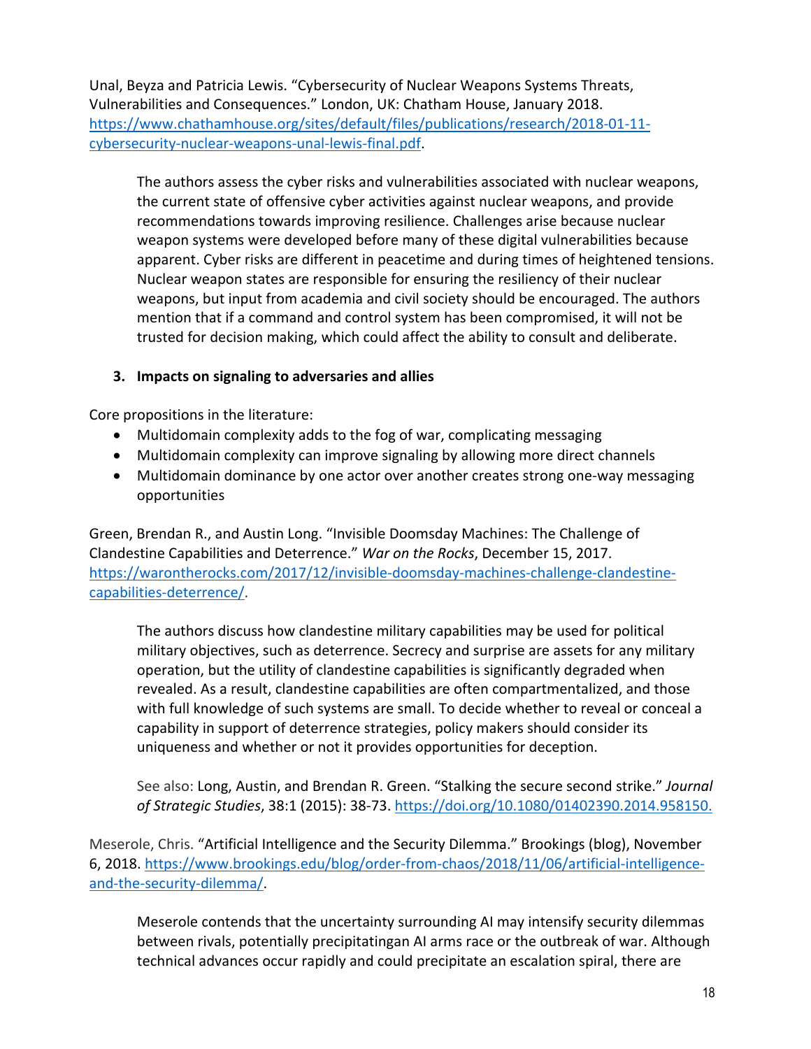Unal, Beyza and Patricia Lewis. "Cybersecurity of Nuclear Weapons Systems Threats, Vulnerabilities and Consequences." London, UK: Chatham House, January 2018. https://www.chathamhouse.org/sites/default/files/publications/research/2018-01-11-cybersecurity-nuclear-weapons-unal-lewis-final.pdf.

> The authors assess the cyber risks and vulnerabilities associated with nuclear weapons, the current state of offensive cyber activities against nuclear weapons, and provide recommendations towards improving resilience. Challenges arise because nuclear weapon systems were developed before many of these digital vulnerabilities because apparent. Cyber risks are different in peacetime and during times of heightened tensions. Nuclear weapon states are responsible for ensuring the resiliency of their nuclear weapons, but input from academia and civil society should be encouraged. The authors mention that if a command and control system has been compromised, it will not be trusted for decision making, which could affect the ability to consult and deliberate.

### 3. Impacts on signaling to adversaries and allies

Core propositions in the literature:

- Multidomain complexity adds to the fog of war, complicating messaging
- Multidomain complexity can improve signaling by allowing more direct channels
- Multidomain dominance by one actor over another creates strong one-way messaging opportunities

Green, Brendan R., and Austin Long. "Invisible Doomsday Machines: The Challenge of Clandestine Capabilities and Deterrence." *War on the Rocks*, December 15, 2017. https://warontherocks.com/2017/12/invisible-doomsday-machines-challenge-clandestine-capabilities-deterrence/.

> The authors discuss how clandestine military capabilities may be used for political military objectives, such as deterrence. Secrecy and surprise are assets for any military operation, but the utility of clandestine capabilities is significantly degraded when revealed. As a result, clandestine capabilities are often compartmentalized, and those with full knowledge of such systems are small. To decide whether to reveal or conceal a capability in support of deterrence strategies, policy makers should consider its uniqueness and whether or not it provides opportunities for deception.
>
> See also: Long, Austin, and Brendan R. Green. "Stalking the secure second strike." *Journal of Strategic Studies*, 38:1 (2015): 38-73. https://doi.org/10.1080/01402390.2014.958150.

Meserole, Chris. "Artificial Intelligence and the Security Dilemma." Brookings (blog), November 6, 2018. https://www.brookings.edu/blog/order-from-chaos/2018/11/06/artificial-intelligence-and-the-security-dilemma/.

> Meserole contends that the uncertainty surrounding AI may intensify security dilemmas between rivals, potentially precipitatingan AI arms race or the outbreak of war. Although technical advances occur rapidly and could precipitate an escalation spiral, there are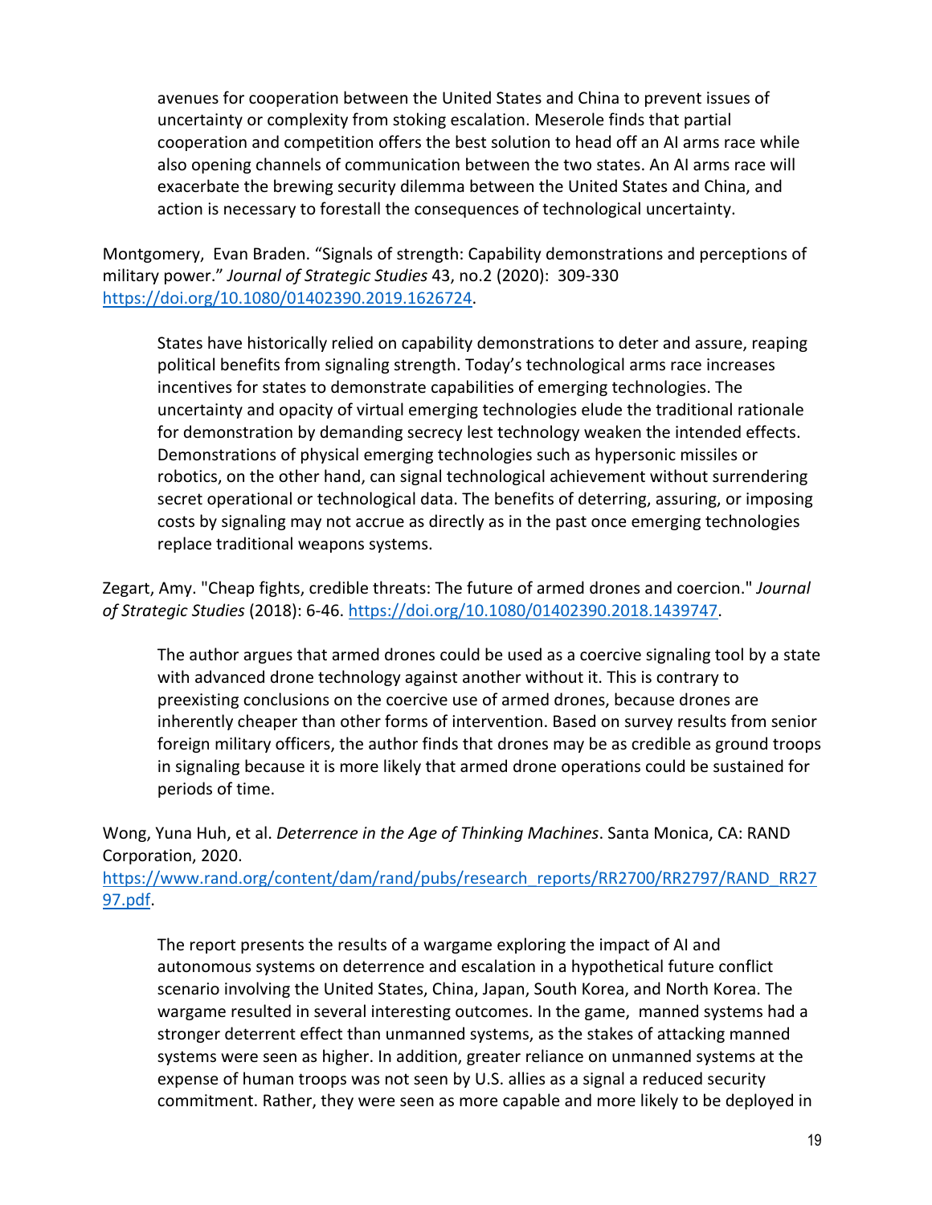avenues for cooperation between the United States and China to prevent issues of uncertainty or complexity from stoking escalation. Meserole finds that partial cooperation and competition offers the best solution to head off an AI arms race while also opening channels of communication between the two states. An AI arms race will exacerbate the brewing security dilemma between the United States and China, and action is necessary to forestall the consequences of technological uncertainty.

Montgomery, Evan Braden. "Signals of strength: Capability demonstrations and perceptions of military power." *Journal of Strategic Studies* 43, no.2 (2020): 309-330 https://doi.org/10.1080/01402390.2019.1626724.

> States have historically relied on capability demonstrations to deter and assure, reaping political benefits from signaling strength. Today's technological arms race increases incentives for states to demonstrate capabilities of emerging technologies. The uncertainty and opacity of virtual emerging technologies elude the traditional rationale for demonstration by demanding secrecy lest technology weaken the intended effects. Demonstrations of physical emerging technologies such as hypersonic missiles or robotics, on the other hand, can signal technological achievement without surrendering secret operational or technological data. The benefits of deterring, assuring, or imposing costs by signaling may not accrue as directly as in the past once emerging technologies replace traditional weapons systems.

Zegart, Amy. "Cheap fights, credible threats: The future of armed drones and coercion." *Journal of Strategic Studies* (2018): 6-46. https://doi.org/10.1080/01402390.2018.1439747.

> The author argues that armed drones could be used as a coercive signaling tool by a state with advanced drone technology against another without it. This is contrary to preexisting conclusions on the coercive use of armed drones, because drones are inherently cheaper than other forms of intervention. Based on survey results from senior foreign military officers, the author finds that drones may be as credible as ground troops in signaling because it is more likely that armed drone operations could be sustained for periods of time.

Wong, Yuna Huh, et al. *Deterrence in the Age of Thinking Machines*. Santa Monica, CA: RAND Corporation, 2020. https://www.rand.org/content/dam/rand/pubs/research_reports/RR2700/RR2797/RAND_RR2797.pdf.

> The report presents the results of a wargame exploring the impact of AI and autonomous systems on deterrence and escalation in a hypothetical future conflict scenario involving the United States, China, Japan, South Korea, and North Korea. The wargame resulted in several interesting outcomes. In the game, manned systems had a stronger deterrent effect than unmanned systems, as the stakes of attacking manned systems were seen as higher. In addition, greater reliance on unmanned systems at the expense of human troops was not seen by U.S. allies as a signal a reduced security commitment. Rather, they were seen as more capable and more likely to be deployed in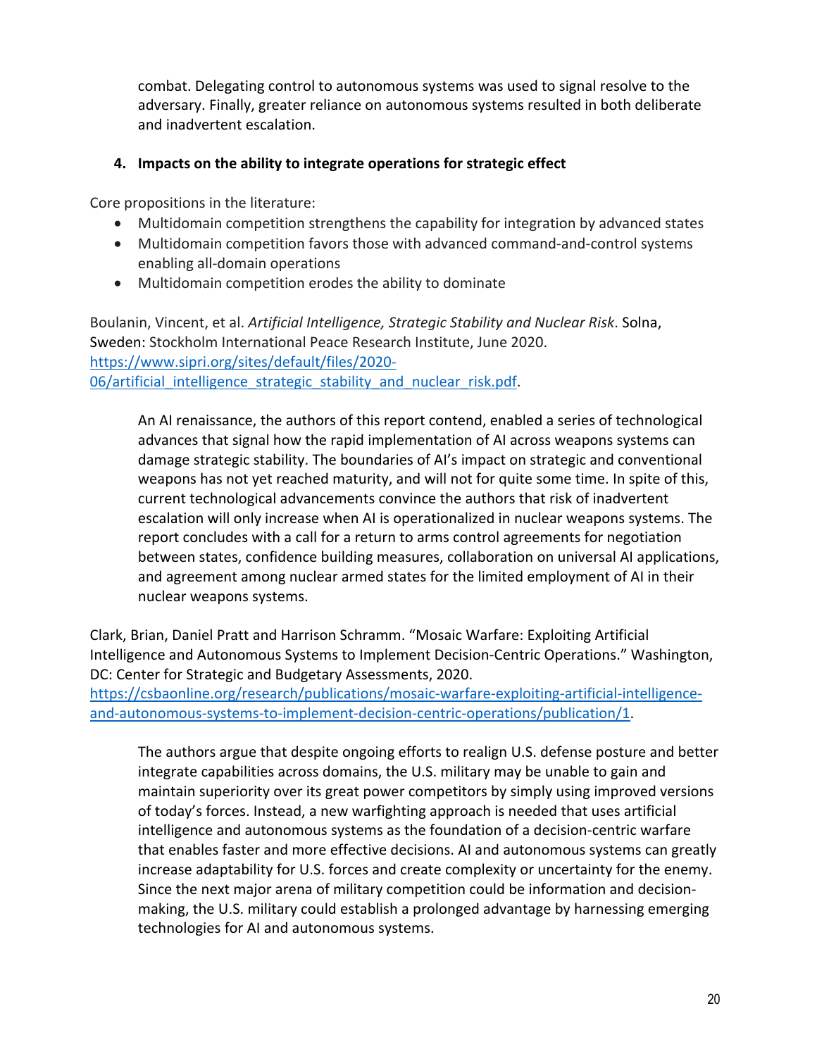combat. Delegating control to autonomous systems was used to signal resolve to the adversary. Finally, greater reliance on autonomous systems resulted in both deliberate and inadvertent escalation.

**4. Impacts on the ability to integrate operations for strategic effect**

Core propositions in the literature:

- Multidomain competition strengthens the capability for integration by advanced states
- Multidomain competition favors those with advanced command-and-control systems enabling all-domain operations
- Multidomain competition erodes the ability to dominate

Boulanin, Vincent, et al. *Artificial Intelligence, Strategic Stability and Nuclear Risk*. Solna, Sweden: Stockholm International Peace Research Institute, June 2020. https://www.sipri.org/sites/default/files/2020-06/artificial_intelligence_strategic_stability_and_nuclear_risk.pdf.

> An AI renaissance, the authors of this report contend, enabled a series of technological advances that signal how the rapid implementation of AI across weapons systems can damage strategic stability. The boundaries of AI's impact on strategic and conventional weapons has not yet reached maturity, and will not for quite some time. In spite of this, current technological advancements convince the authors that risk of inadvertent escalation will only increase when AI is operationalized in nuclear weapons systems. The report concludes with a call for a return to arms control agreements for negotiation between states, confidence building measures, collaboration on universal AI applications, and agreement among nuclear armed states for the limited employment of AI in their nuclear weapons systems.

Clark, Brian, Daniel Pratt and Harrison Schramm. "Mosaic Warfare: Exploiting Artificial Intelligence and Autonomous Systems to Implement Decision-Centric Operations." Washington, DC: Center for Strategic and Budgetary Assessments, 2020. https://csbaonline.org/research/publications/mosaic-warfare-exploiting-artificial-intelligence-and-autonomous-systems-to-implement-decision-centric-operations/publication/1.

> The authors argue that despite ongoing efforts to realign U.S. defense posture and better integrate capabilities across domains, the U.S. military may be unable to gain and maintain superiority over its great power competitors by simply using improved versions of today's forces. Instead, a new warfighting approach is needed that uses artificial intelligence and autonomous systems as the foundation of a decision-centric warfare that enables faster and more effective decisions. AI and autonomous systems can greatly increase adaptability for U.S. forces and create complexity or uncertainty for the enemy. Since the next major arena of military competition could be information and decision-making, the U.S. military could establish a prolonged advantage by harnessing emerging technologies for AI and autonomous systems.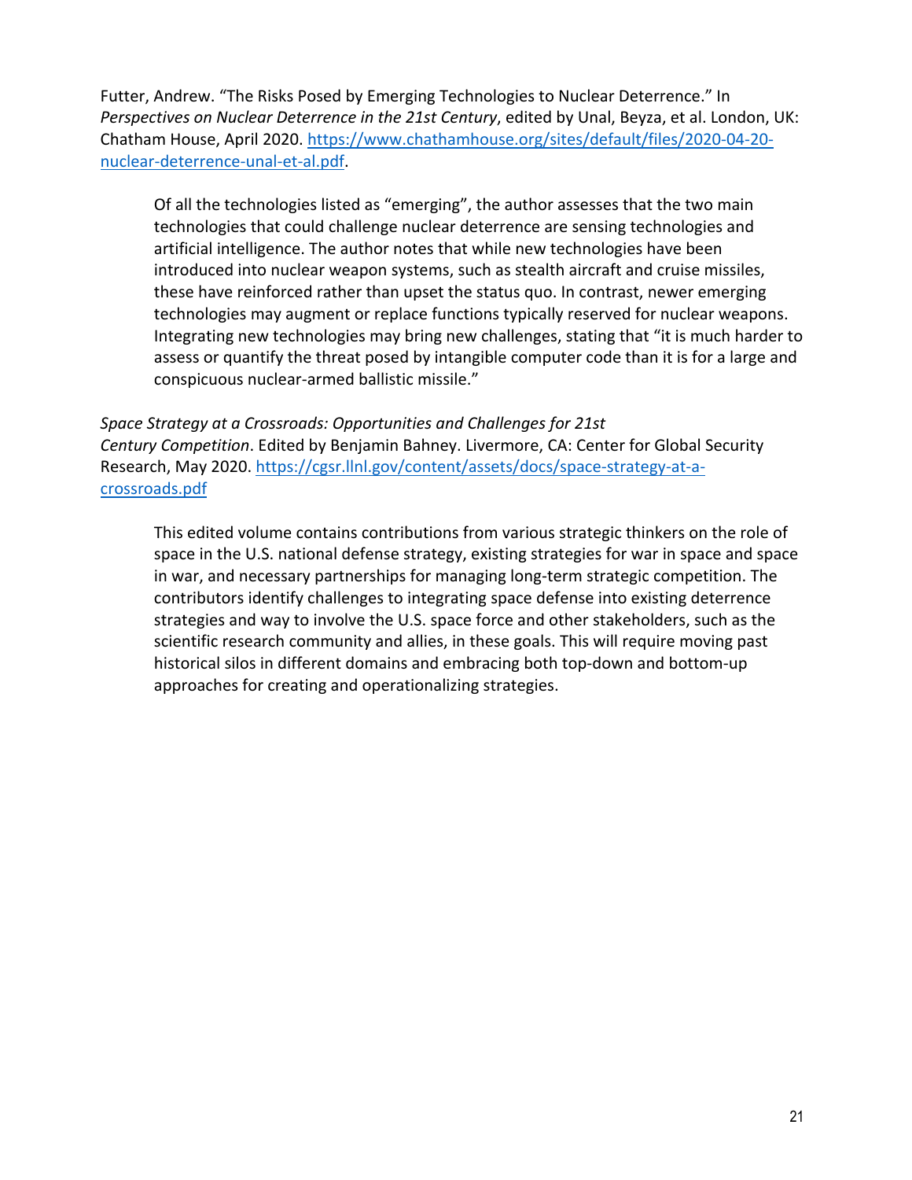Futter, Andrew. “The Risks Posed by Emerging Technologies to Nuclear Deterrence.” In *Perspectives on Nuclear Deterrence in the 21st Century*, edited by Unal, Beyza, et al. London, UK: Chatham House, April 2020. https://www.chathamhouse.org/sites/default/files/2020-04-20-nuclear-deterrence-unal-et-al.pdf.

> Of all the technologies listed as “emerging”, the author assesses that the two main technologies that could challenge nuclear deterrence are sensing technologies and artificial intelligence. The author notes that while new technologies have been introduced into nuclear weapon systems, such as stealth aircraft and cruise missiles, these have reinforced rather than upset the status quo. In contrast, newer emerging technologies may augment or replace functions typically reserved for nuclear weapons. Integrating new technologies may bring new challenges, stating that “it is much harder to assess or quantify the threat posed by intangible computer code than it is for a large and conspicuous nuclear-armed ballistic missile.”

*Space Strategy at a Crossroads: Opportunities and Challenges for 21st Century Competition*. Edited by Benjamin Bahney. Livermore, CA: Center for Global Security Research, May 2020. https://cgsr.llnl.gov/content/assets/docs/space-strategy-at-a-crossroads.pdf

> This edited volume contains contributions from various strategic thinkers on the role of space in the U.S. national defense strategy, existing strategies for war in space and space in war, and necessary partnerships for managing long-term strategic competition. The contributors identify challenges to integrating space defense into existing deterrence strategies and way to involve the U.S. space force and other stakeholders, such as the scientific research community and allies, in these goals. This will require moving past historical silos in different domains and embracing both top-down and bottom-up approaches for creating and operationalizing strategies.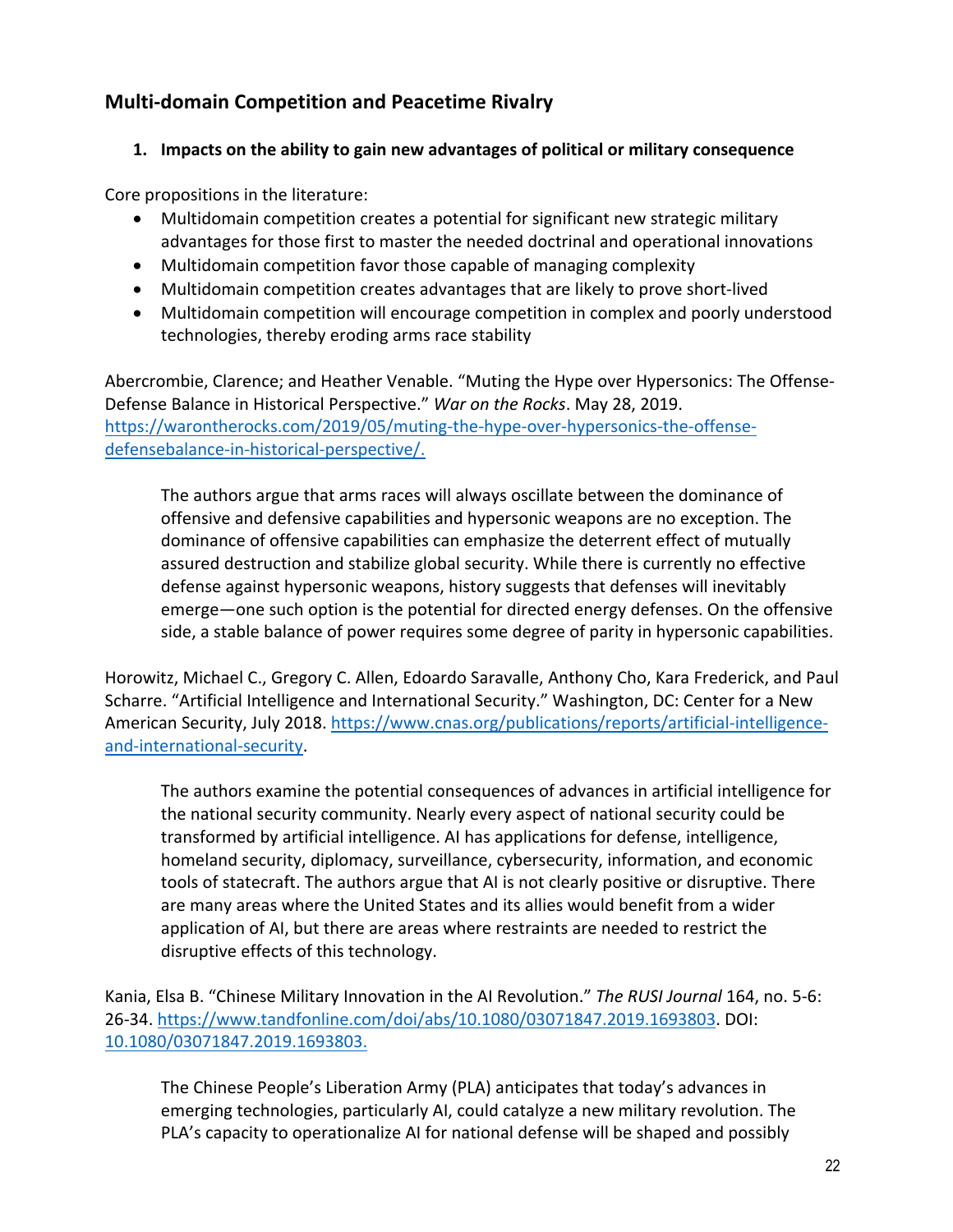## Multi-domain Competition and Peacetime Rivalry

### 1. Impacts on the ability to gain new advantages of political or military consequence

Core propositions in the literature:

- Multidomain competition creates a potential for significant new strategic military advantages for those first to master the needed doctrinal and operational innovations
- Multidomain competition favor those capable of managing complexity
- Multidomain competition creates advantages that are likely to prove short-lived
- Multidomain competition will encourage competition in complex and poorly understood technologies, thereby eroding arms race stability

Abercrombie, Clarence; and Heather Venable. "Muting the Hype over Hypersonics: The Offense-Defense Balance in Historical Perspective." *War on the Rocks*. May 28, 2019. [https://warontherocks.com/2019/05/muting-the-hype-over-hypersonics-the-offense-defensebalance-in-historical-perspective/.](https://warontherocks.com/2019/05/muting-the-hype-over-hypersonics-the-offense-defensebalance-in-historical-perspective/)

> The authors argue that arms races will always oscillate between the dominance of offensive and defensive capabilities and hypersonic weapons are no exception. The dominance of offensive capabilities can emphasize the deterrent effect of mutually assured destruction and stabilize global security. While there is currently no effective defense against hypersonic weapons, history suggests that defenses will inevitably emerge—one such option is the potential for directed energy defenses. On the offensive side, a stable balance of power requires some degree of parity in hypersonic capabilities.

Horowitz, Michael C., Gregory C. Allen, Edoardo Saravalle, Anthony Cho, Kara Frederick, and Paul Scharre. "Artificial Intelligence and International Security." Washington, DC: Center for a New American Security, July 2018. [https://www.cnas.org/publications/reports/artificial-intelligence-and-international-security](https://www.cnas.org/publications/reports/artificial-intelligence-and-international-security).

> The authors examine the potential consequences of advances in artificial intelligence for the national security community. Nearly every aspect of national security could be transformed by artificial intelligence. AI has applications for defense, intelligence, homeland security, diplomacy, surveillance, cybersecurity, information, and economic tools of statecraft. The authors argue that AI is not clearly positive or disruptive. There are many areas where the United States and its allies would benefit from a wider application of AI, but there are areas where restraints are needed to restrict the disruptive effects of this technology.

Kania, Elsa B. "Chinese Military Innovation in the AI Revolution." *The RUSI Journal* 164, no. 5-6: 26-34. [https://www.tandfonline.com/doi/abs/10.1080/03071847.2019.1693803](https://www.tandfonline.com/doi/abs/10.1080/03071847.2019.1693803). DOI: [10.1080/03071847.2019.1693803.](https://doi.org/10.1080/03071847.2019.1693803)

> The Chinese People's Liberation Army (PLA) anticipates that today's advances in emerging technologies, particularly AI, could catalyze a new military revolution. The PLA's capacity to operationalize AI for national defense will be shaped and possibly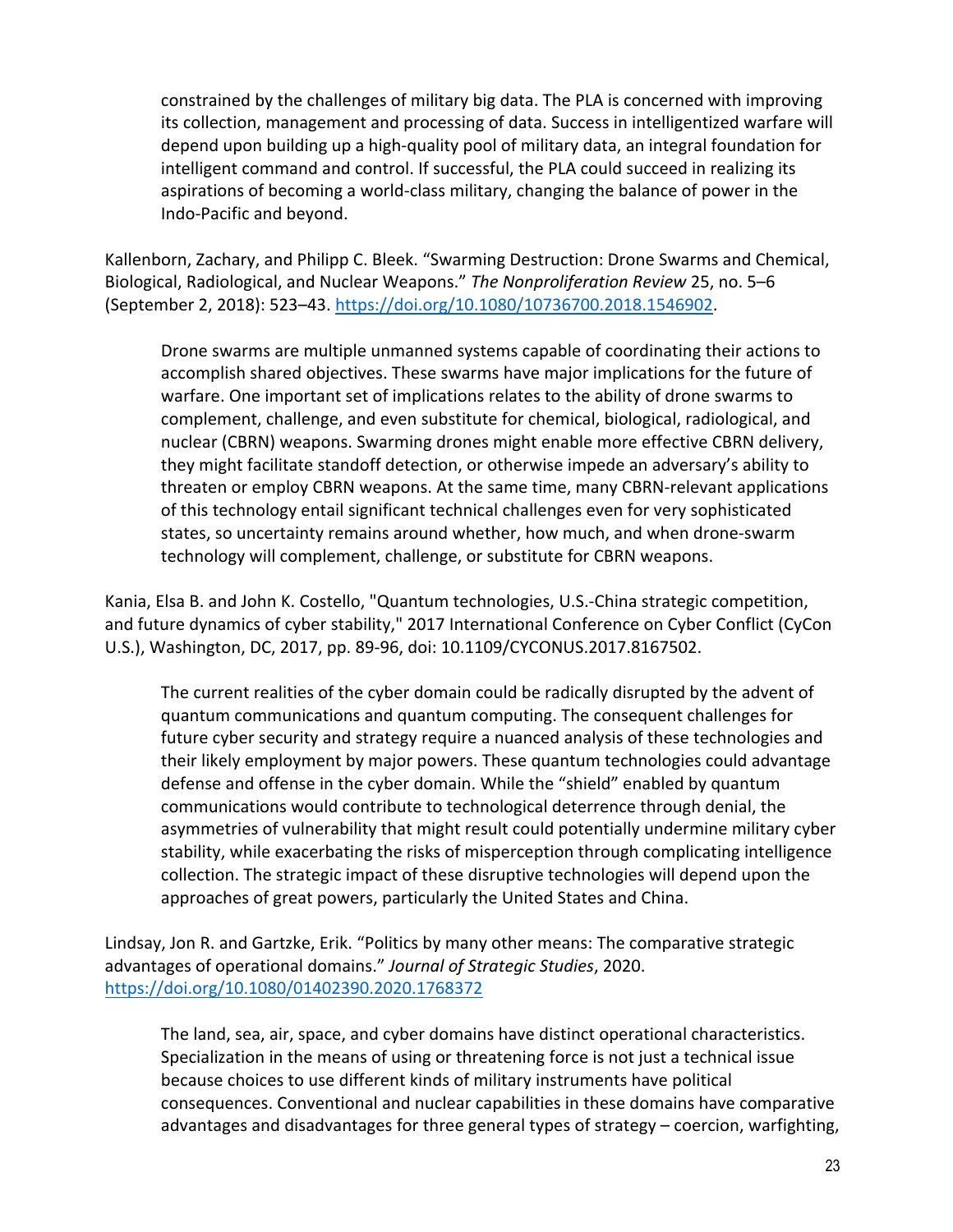constrained by the challenges of military big data. The PLA is concerned with improving its collection, management and processing of data. Success in intelligentized warfare will depend upon building up a high-quality pool of military data, an integral foundation for intelligent command and control. If successful, the PLA could succeed in realizing its aspirations of becoming a world-class military, changing the balance of power in the Indo-Pacific and beyond.

Kallenborn, Zachary, and Philipp C. Bleek. "Swarming Destruction: Drone Swarms and Chemical, Biological, Radiological, and Nuclear Weapons." *The Nonproliferation Review* 25, no. 5–6 (September 2, 2018): 523–43. [https://doi.org/10.1080/10736700.2018.1546902](https://doi.org/10.1080/10736700.2018.1546902).

> Drone swarms are multiple unmanned systems capable of coordinating their actions to accomplish shared objectives. These swarms have major implications for the future of warfare. One important set of implications relates to the ability of drone swarms to complement, challenge, and even substitute for chemical, biological, radiological, and nuclear (CBRN) weapons. Swarming drones might enable more effective CBRN delivery, they might facilitate standoff detection, or otherwise impede an adversary's ability to threaten or employ CBRN weapons. At the same time, many CBRN-relevant applications of this technology entail significant technical challenges even for very sophisticated states, so uncertainty remains around whether, how much, and when drone-swarm technology will complement, challenge, or substitute for CBRN weapons.

Kania, Elsa B. and John K. Costello, "Quantum technologies, U.S.-China strategic competition, and future dynamics of cyber stability," 2017 International Conference on Cyber Conflict (CyCon U.S.), Washington, DC, 2017, pp. 89-96, doi: 10.1109/CYCONUS.2017.8167502.

> The current realities of the cyber domain could be radically disrupted by the advent of quantum communications and quantum computing. The consequent challenges for future cyber security and strategy require a nuanced analysis of these technologies and their likely employment by major powers. These quantum technologies could advantage defense and offense in the cyber domain. While the "shield" enabled by quantum communications would contribute to technological deterrence through denial, the asymmetries of vulnerability that might result could potentially undermine military cyber stability, while exacerbating the risks of misperception through complicating intelligence collection. The strategic impact of these disruptive technologies will depend upon the approaches of great powers, particularly the United States and China.

Lindsay, Jon R. and Gartzke, Erik. "Politics by many other means: The comparative strategic advantages of operational domains." *Journal of Strategic Studies*, 2020. [https://doi.org/10.1080/01402390.2020.1768372](https://doi.org/10.1080/01402390.2020.1768372)

> The land, sea, air, space, and cyber domains have distinct operational characteristics. Specialization in the means of using or threatening force is not just a technical issue because choices to use different kinds of military instruments have political consequences. Conventional and nuclear capabilities in these domains have comparative advantages and disadvantages for three general types of strategy – coercion, warfighting,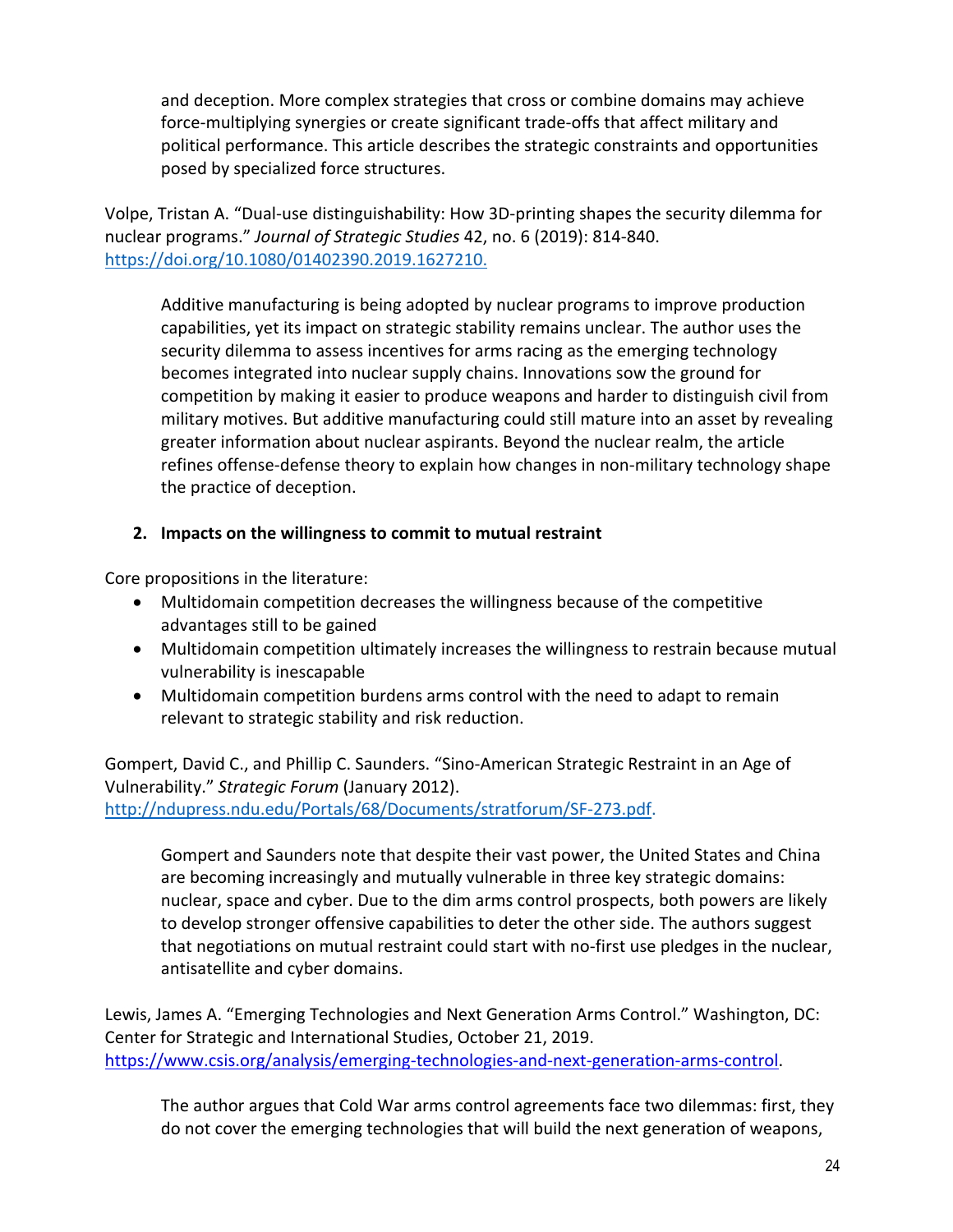and deception. More complex strategies that cross or combine domains may achieve force-multiplying synergies or create significant trade-offs that affect military and political performance. This article describes the strategic constraints and opportunities posed by specialized force structures.

Volpe, Tristan A. "Dual-use distinguishability: How 3D-printing shapes the security dilemma for nuclear programs." *Journal of Strategic Studies* 42, no. 6 (2019): 814-840. [https://doi.org/10.1080/01402390.2019.1627210.](https://doi.org/10.1080/01402390.2019.1627210)

> Additive manufacturing is being adopted by nuclear programs to improve production capabilities, yet its impact on strategic stability remains unclear. The author uses the security dilemma to assess incentives for arms racing as the emerging technology becomes integrated into nuclear supply chains. Innovations sow the ground for competition by making it easier to produce weapons and harder to distinguish civil from military motives. But additive manufacturing could still mature into an asset by revealing greater information about nuclear aspirants. Beyond the nuclear realm, the article refines offense-defense theory to explain how changes in non-military technology shape the practice of deception.

**2. Impacts on the willingness to commit to mutual restraint**

Core propositions in the literature:

- Multidomain competition decreases the willingness because of the competitive advantages still to be gained
- Multidomain competition ultimately increases the willingness to restrain because mutual vulnerability is inescapable
- Multidomain competition burdens arms control with the need to adapt to remain relevant to strategic stability and risk reduction.

Gompert, David C., and Phillip C. Saunders. "Sino-American Strategic Restraint in an Age of Vulnerability." *Strategic Forum* (January 2012). [http://ndupress.ndu.edu/Portals/68/Documents/stratforum/SF-273.pdf.](http://ndupress.ndu.edu/Portals/68/Documents/stratforum/SF-273.pdf)

> Gompert and Saunders note that despite their vast power, the United States and China are becoming increasingly and mutually vulnerable in three key strategic domains: nuclear, space and cyber. Due to the dim arms control prospects, both powers are likely to develop stronger offensive capabilities to deter the other side. The authors suggest that negotiations on mutual restraint could start with no-first use pledges in the nuclear, antisatellite and cyber domains.

Lewis, James A. "Emerging Technologies and Next Generation Arms Control." Washington, DC: Center for Strategic and International Studies, October 21, 2019. [https://www.csis.org/analysis/emerging-technologies-and-next-generation-arms-control](https://www.csis.org/analysis/emerging-technologies-and-next-generation-arms-control).

> The author argues that Cold War arms control agreements face two dilemmas: first, they do not cover the emerging technologies that will build the next generation of weapons,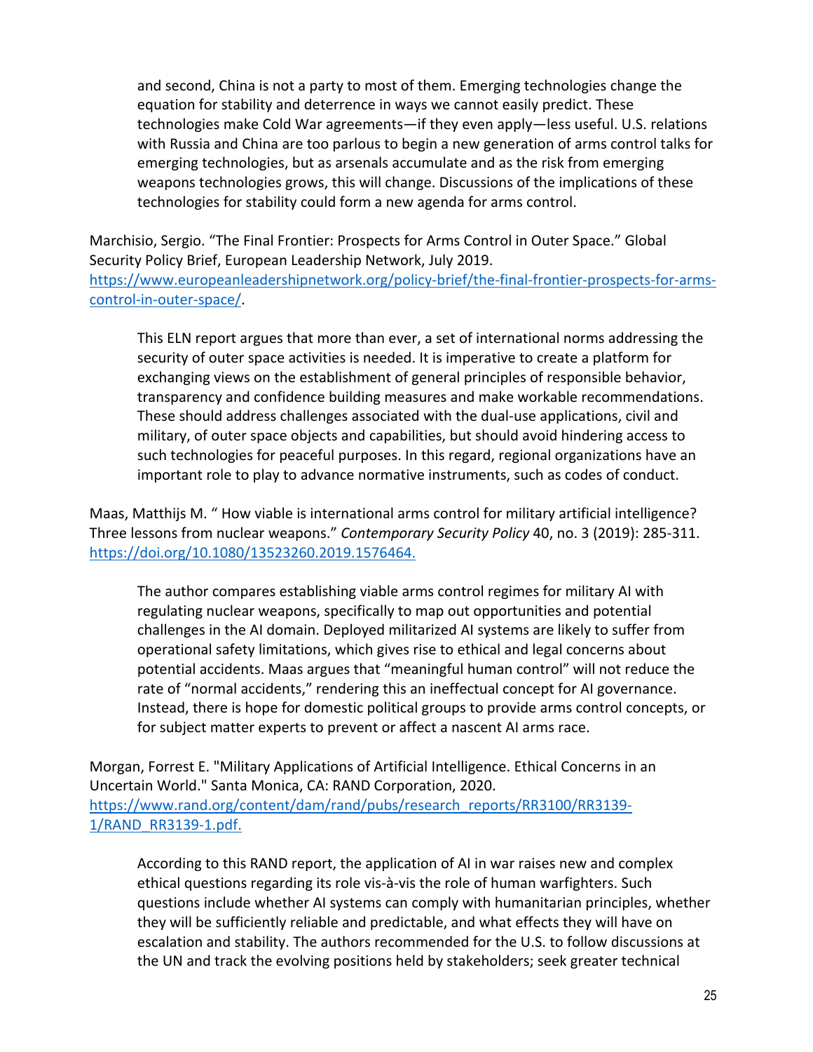and second, China is not a party to most of them. Emerging technologies change the equation for stability and deterrence in ways we cannot easily predict. These technologies make Cold War agreements—if they even apply—less useful. U.S. relations with Russia and China are too parlous to begin a new generation of arms control talks for emerging technologies, but as arsenals accumulate and as the risk from emerging weapons technologies grows, this will change. Discussions of the implications of these technologies for stability could form a new agenda for arms control.

Marchisio, Sergio. "The Final Frontier: Prospects for Arms Control in Outer Space." Global Security Policy Brief, European Leadership Network, July 2019. https://www.europeanleadershipnetwork.org/policy-brief/the-final-frontier-prospects-for-arms-control-in-outer-space/.

> This ELN report argues that more than ever, a set of international norms addressing the security of outer space activities is needed. It is imperative to create a platform for exchanging views on the establishment of general principles of responsible behavior, transparency and confidence building measures and make workable recommendations. These should address challenges associated with the dual-use applications, civil and military, of outer space objects and capabilities, but should avoid hindering access to such technologies for peaceful purposes. In this regard, regional organizations have an important role to play to advance normative instruments, such as codes of conduct.

Maas, Matthijs M. " How viable is international arms control for military artificial intelligence? Three lessons from nuclear weapons." *Contemporary Security Policy* 40, no. 3 (2019): 285-311. https://doi.org/10.1080/13523260.2019.1576464.

> The author compares establishing viable arms control regimes for military AI with regulating nuclear weapons, specifically to map out opportunities and potential challenges in the AI domain. Deployed militarized AI systems are likely to suffer from operational safety limitations, which gives rise to ethical and legal concerns about potential accidents. Maas argues that "meaningful human control" will not reduce the rate of "normal accidents," rendering this an ineffectual concept for AI governance. Instead, there is hope for domestic political groups to provide arms control concepts, or for subject matter experts to prevent or affect a nascent AI arms race.

Morgan, Forrest E. "Military Applications of Artificial Intelligence. Ethical Concerns in an Uncertain World." Santa Monica, CA: RAND Corporation, 2020. https://www.rand.org/content/dam/rand/pubs/research_reports/RR3100/RR3139-1/RAND_RR3139-1.pdf.

> According to this RAND report, the application of AI in war raises new and complex ethical questions regarding its role vis-à-vis the role of human warfighters. Such questions include whether AI systems can comply with humanitarian principles, whether they will be sufficiently reliable and predictable, and what effects they will have on escalation and stability. The authors recommended for the U.S. to follow discussions at the UN and track the evolving positions held by stakeholders; seek greater technical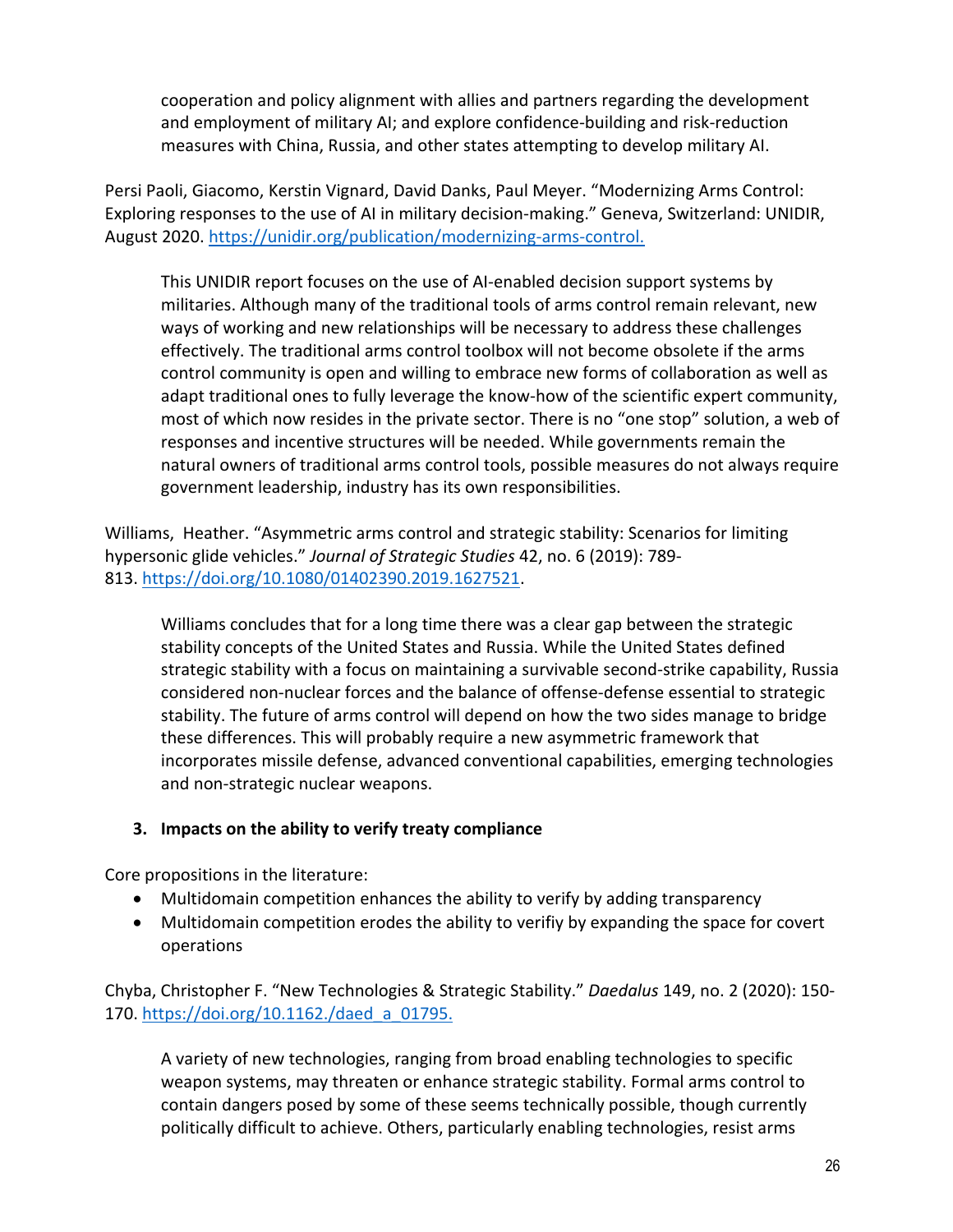cooperation and policy alignment with allies and partners regarding the development and employment of military AI; and explore confidence-building and risk-reduction measures with China, Russia, and other states attempting to develop military AI.

Persi Paoli, Giacomo, Kerstin Vignard, David Danks, Paul Meyer. "Modernizing Arms Control: Exploring responses to the use of AI in military decision-making." Geneva, Switzerland: UNIDIR, August 2020. https://unidir.org/publication/modernizing-arms-control.

> This UNIDIR report focuses on the use of AI-enabled decision support systems by militaries. Although many of the traditional tools of arms control remain relevant, new ways of working and new relationships will be necessary to address these challenges effectively. The traditional arms control toolbox will not become obsolete if the arms control community is open and willing to embrace new forms of collaboration as well as adapt traditional ones to fully leverage the know-how of the scientific expert community, most of which now resides in the private sector. There is no "one stop" solution, a web of responses and incentive structures will be needed. While governments remain the natural owners of traditional arms control tools, possible measures do not always require government leadership, industry has its own responsibilities.

Williams, Heather. "Asymmetric arms control and strategic stability: Scenarios for limiting hypersonic glide vehicles." *Journal of Strategic Studies* 42, no. 6 (2019): 789-813. https://doi.org/10.1080/01402390.2019.1627521.

> Williams concludes that for a long time there was a clear gap between the strategic stability concepts of the United States and Russia. While the United States defined strategic stability with a focus on maintaining a survivable second-strike capability, Russia considered non-nuclear forces and the balance of offense-defense essential to strategic stability. The future of arms control will depend on how the two sides manage to bridge these differences. This will probably require a new asymmetric framework that incorporates missile defense, advanced conventional capabilities, emerging technologies and non-strategic nuclear weapons.

### 3. Impacts on the ability to verify treaty compliance

Core propositions in the literature:

- Multidomain competition enhances the ability to verify by adding transparency
- Multidomain competition erodes the ability to verifiy by expanding the space for covert operations

Chyba, Christopher F. "New Technologies & Strategic Stability." *Daedalus* 149, no. 2 (2020): 150-170. https://doi.org/10.1162./daed_a_01795.

> A variety of new technologies, ranging from broad enabling technologies to specific weapon systems, may threaten or enhance strategic stability. Formal arms control to contain dangers posed by some of these seems technically possible, though currently politically difficult to achieve. Others, particularly enabling technologies, resist arms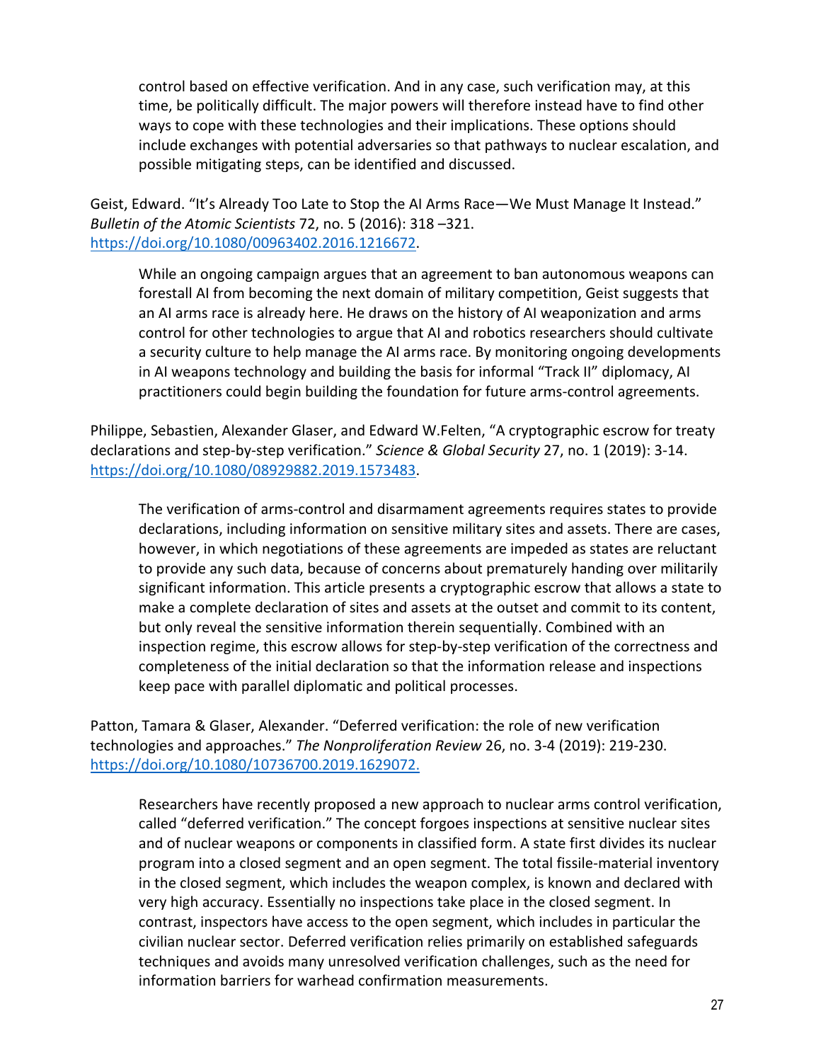control based on effective verification. And in any case, such verification may, at this time, be politically difficult. The major powers will therefore instead have to find other ways to cope with these technologies and their implications. These options should include exchanges with potential adversaries so that pathways to nuclear escalation, and possible mitigating steps, can be identified and discussed.

Geist, Edward. "It's Already Too Late to Stop the AI Arms Race—We Must Manage It Instead." *Bulletin of the Atomic Scientists* 72, no. 5 (2016): 318 –321. https://doi.org/10.1080/00963402.2016.1216672.

> While an ongoing campaign argues that an agreement to ban autonomous weapons can forestall AI from becoming the next domain of military competition, Geist suggests that an AI arms race is already here. He draws on the history of AI weaponization and arms control for other technologies to argue that AI and robotics researchers should cultivate a security culture to help manage the AI arms race. By monitoring ongoing developments in AI weapons technology and building the basis for informal "Track II" diplomacy, AI practitioners could begin building the foundation for future arms-control agreements.

Philippe, Sebastien, Alexander Glaser, and Edward W.Felten, "A cryptographic escrow for treaty declarations and step-by-step verification." *Science & Global Security* 27, no. 1 (2019): 3-14. https://doi.org/10.1080/08929882.2019.1573483.

> The verification of arms-control and disarmament agreements requires states to provide declarations, including information on sensitive military sites and assets. There are cases, however, in which negotiations of these agreements are impeded as states are reluctant to provide any such data, because of concerns about prematurely handing over militarily significant information. This article presents a cryptographic escrow that allows a state to make a complete declaration of sites and assets at the outset and commit to its content, but only reveal the sensitive information therein sequentially. Combined with an inspection regime, this escrow allows for step-by-step verification of the correctness and completeness of the initial declaration so that the information release and inspections keep pace with parallel diplomatic and political processes.

Patton, Tamara & Glaser, Alexander. "Deferred verification: the role of new verification technologies and approaches." *The Nonproliferation Review* 26, no. 3-4 (2019): 219-230. https://doi.org/10.1080/10736700.2019.1629072.

> Researchers have recently proposed a new approach to nuclear arms control verification, called "deferred verification." The concept forgoes inspections at sensitive nuclear sites and of nuclear weapons or components in classified form. A state first divides its nuclear program into a closed segment and an open segment. The total fissile-material inventory in the closed segment, which includes the weapon complex, is known and declared with very high accuracy. Essentially no inspections take place in the closed segment. In contrast, inspectors have access to the open segment, which includes in particular the civilian nuclear sector. Deferred verification relies primarily on established safeguards techniques and avoids many unresolved verification challenges, such as the need for information barriers for warhead confirmation measurements.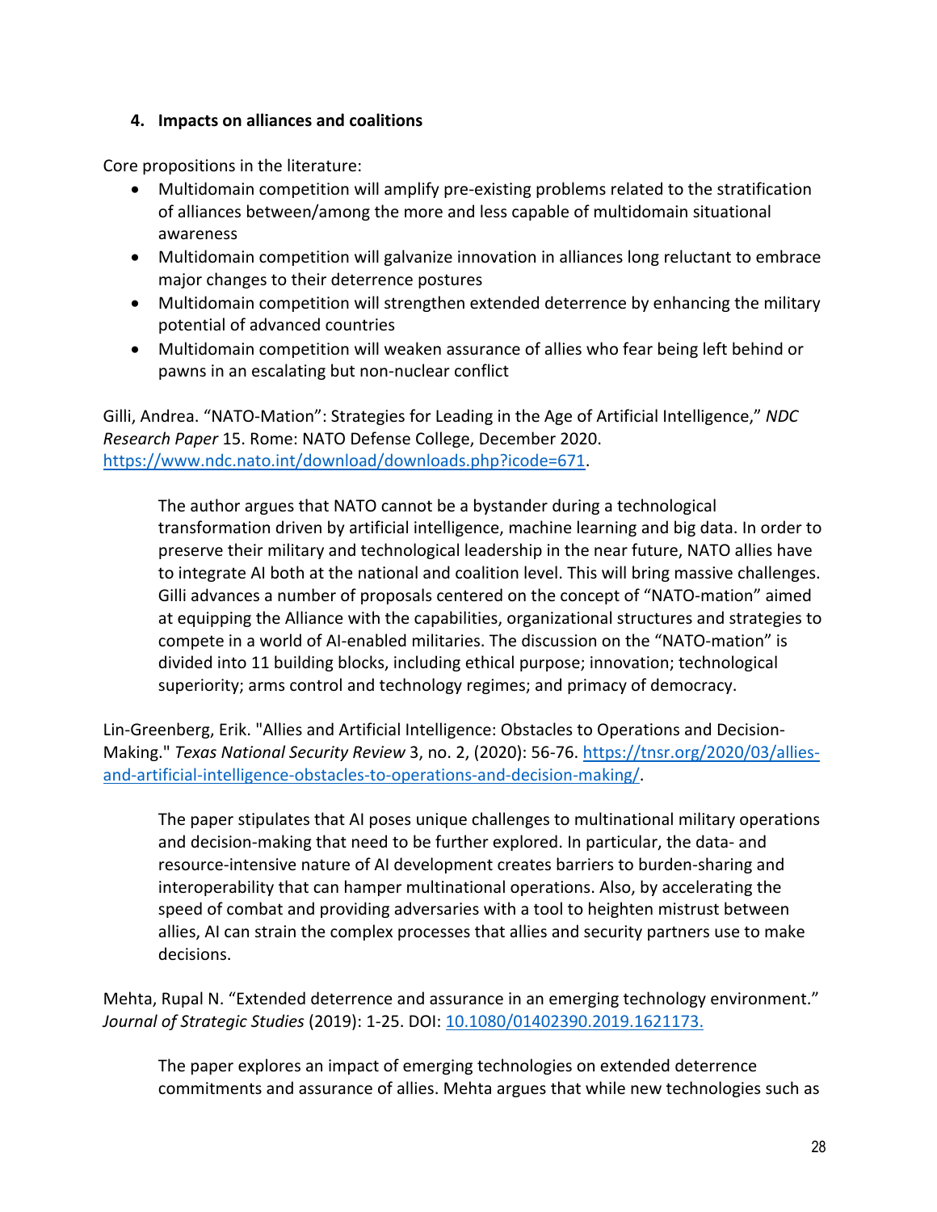### 4. Impacts on alliances and coalitions

Core propositions in the literature:

- Multidomain competition will amplify pre-existing problems related to the stratification of alliances between/among the more and less capable of multidomain situational awareness
- Multidomain competition will galvanize innovation in alliances long reluctant to embrace major changes to their deterrence postures
- Multidomain competition will strengthen extended deterrence by enhancing the military potential of advanced countries
- Multidomain competition will weaken assurance of allies who fear being left behind or pawns in an escalating but non-nuclear conflict

Gilli, Andrea. "NATO-Mation": Strategies for Leading in the Age of Artificial Intelligence," *NDC Research Paper* 15. Rome: NATO Defense College, December 2020. https://www.ndc.nato.int/download/downloads.php?icode=671.

> The author argues that NATO cannot be a bystander during a technological transformation driven by artificial intelligence, machine learning and big data. In order to preserve their military and technological leadership in the near future, NATO allies have to integrate AI both at the national and coalition level. This will bring massive challenges. Gilli advances a number of proposals centered on the concept of "NATO-mation" aimed at equipping the Alliance with the capabilities, organizational structures and strategies to compete in a world of AI-enabled militaries. The discussion on the "NATO-mation" is divided into 11 building blocks, including ethical purpose; innovation; technological superiority; arms control and technology regimes; and primacy of democracy.

Lin-Greenberg, Erik. "Allies and Artificial Intelligence: Obstacles to Operations and Decision-Making." *Texas National Security Review* 3, no. 2, (2020): 56-76. https://tnsr.org/2020/03/allies-and-artificial-intelligence-obstacles-to-operations-and-decision-making/.

> The paper stipulates that AI poses unique challenges to multinational military operations and decision-making that need to be further explored. In particular, the data- and resource-intensive nature of AI development creates barriers to burden-sharing and interoperability that can hamper multinational operations. Also, by accelerating the speed of combat and providing adversaries with a tool to heighten mistrust between allies, AI can strain the complex processes that allies and security partners use to make decisions.

Mehta, Rupal N. "Extended deterrence and assurance in an emerging technology environment." *Journal of Strategic Studies* (2019): 1-25. DOI: 10.1080/01402390.2019.1621173.

> The paper explores an impact of emerging technologies on extended deterrence commitments and assurance of allies. Mehta argues that while new technologies such as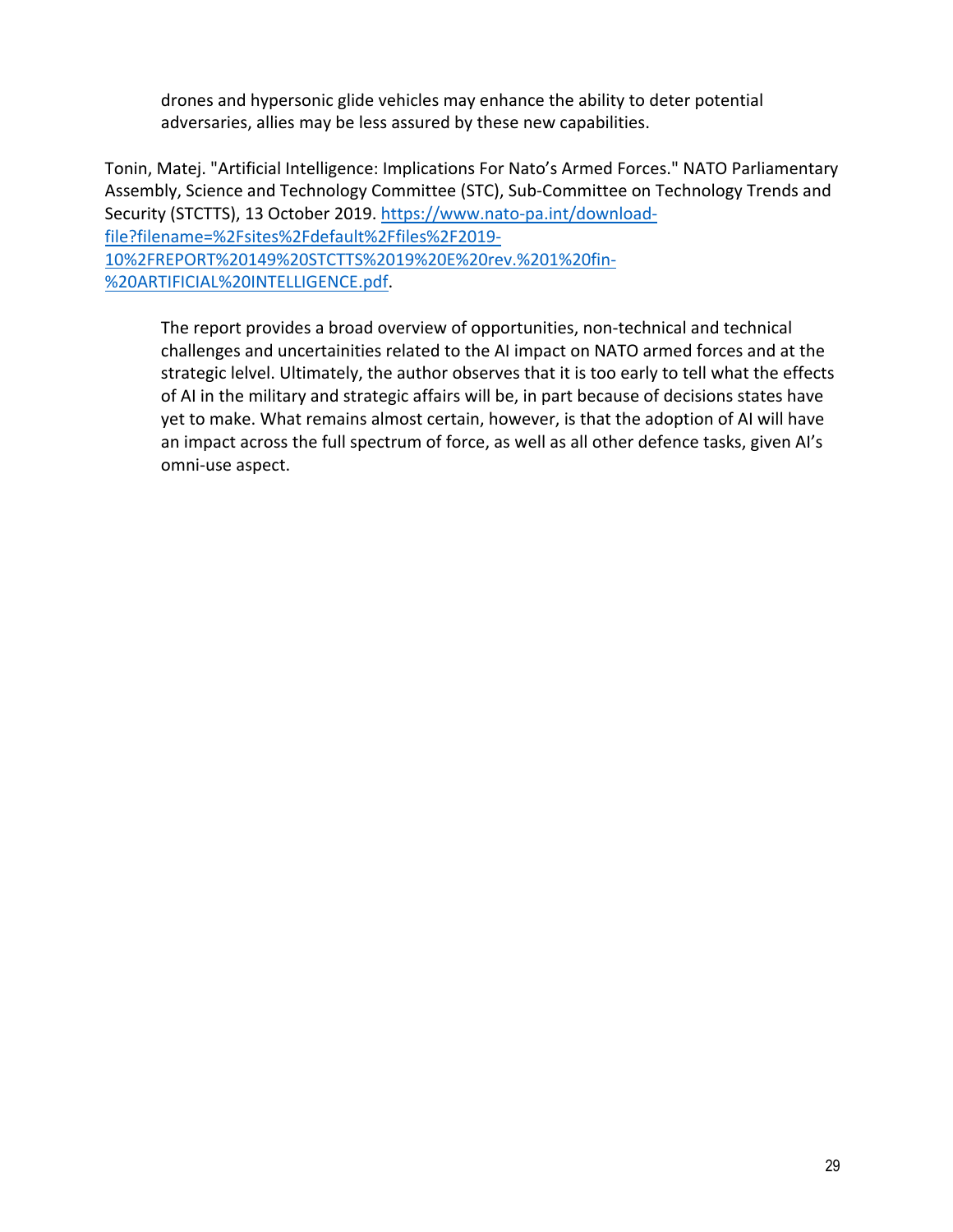drones and hypersonic glide vehicles may enhance the ability to deter potential adversaries, allies may be less assured by these new capabilities.

Tonin, Matej. "Artificial Intelligence: Implications For Nato's Armed Forces." NATO Parliamentary Assembly, Science and Technology Committee (STC), Sub-Committee on Technology Trends and Security (STCTTS), 13 October 2019. [https://www.nato-pa.int/download-file?filename=%2Fsites%2Fdefault%2Ffiles%2F2019-10%2FREPORT%20149%20STCTTS%2019%20E%20rev.%201%20fin-%20ARTIFICIAL%20INTELLIGENCE.pdf](https://www.nato-pa.int/download-file?filename=%2Fsites%2Fdefault%2Ffiles%2F2019-10%2FREPORT%20149%20STCTTS%2019%20E%20rev.%201%20fin-%20ARTIFICIAL%20INTELLIGENCE.pdf).

> The report provides a broad overview of opportunities, non-technical and technical challenges and uncertainities related to the AI impact on NATO armed forces and at the strategic lelvel. Ultimately, the author observes that it is too early to tell what the effects of AI in the military and strategic affairs will be, in part because of decisions states have yet to make. What remains almost certain, however, is that the adoption of AI will have an impact across the full spectrum of force, as well as all other defence tasks, given AI's omni-use aspect.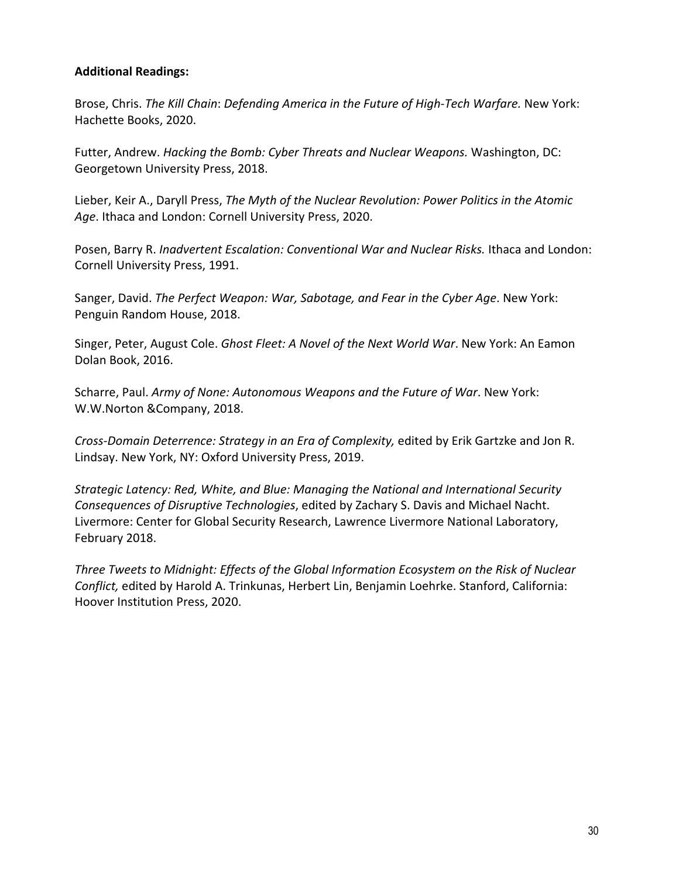**Additional Readings:**

Brose, Chris. *The Kill Chain*: *Defending America in the Future of High-Tech Warfare.* New York: Hachette Books, 2020.

Futter, Andrew. *Hacking the Bomb: Cyber Threats and Nuclear Weapons.* Washington, DC: Georgetown University Press, 2018.

Lieber, Keir A., Daryll Press, *The Myth of the Nuclear Revolution: Power Politics in the Atomic Age*. Ithaca and London: Cornell University Press, 2020.

Posen, Barry R. *Inadvertent Escalation: Conventional War and Nuclear Risks.* Ithaca and London: Cornell University Press, 1991.

Sanger, David. *The Perfect Weapon: War, Sabotage, and Fear in the Cyber Age*. New York: Penguin Random House, 2018.

Singer, Peter, August Cole. *Ghost Fleet: A Novel of the Next World War*. New York: An Eamon Dolan Book, 2016.

Scharre, Paul. *Army of None: Autonomous Weapons and the Future of War*. New York: W.W.Norton &Company, 2018.

*Cross-Domain Deterrence: Strategy in an Era of Complexity,* edited by Erik Gartzke and Jon R. Lindsay. New York, NY: Oxford University Press, 2019.

*Strategic Latency: Red, White, and Blue: Managing the National and International Security Consequences of Disruptive Technologies*, edited by Zachary S. Davis and Michael Nacht. Livermore: Center for Global Security Research, Lawrence Livermore National Laboratory, February 2018.

*Three Tweets to Midnight: Effects of the Global Information Ecosystem on the Risk of Nuclear Conflict,* edited by Harold A. Trinkunas, Herbert Lin, Benjamin Loehrke. Stanford, California: Hoover Institution Press, 2020.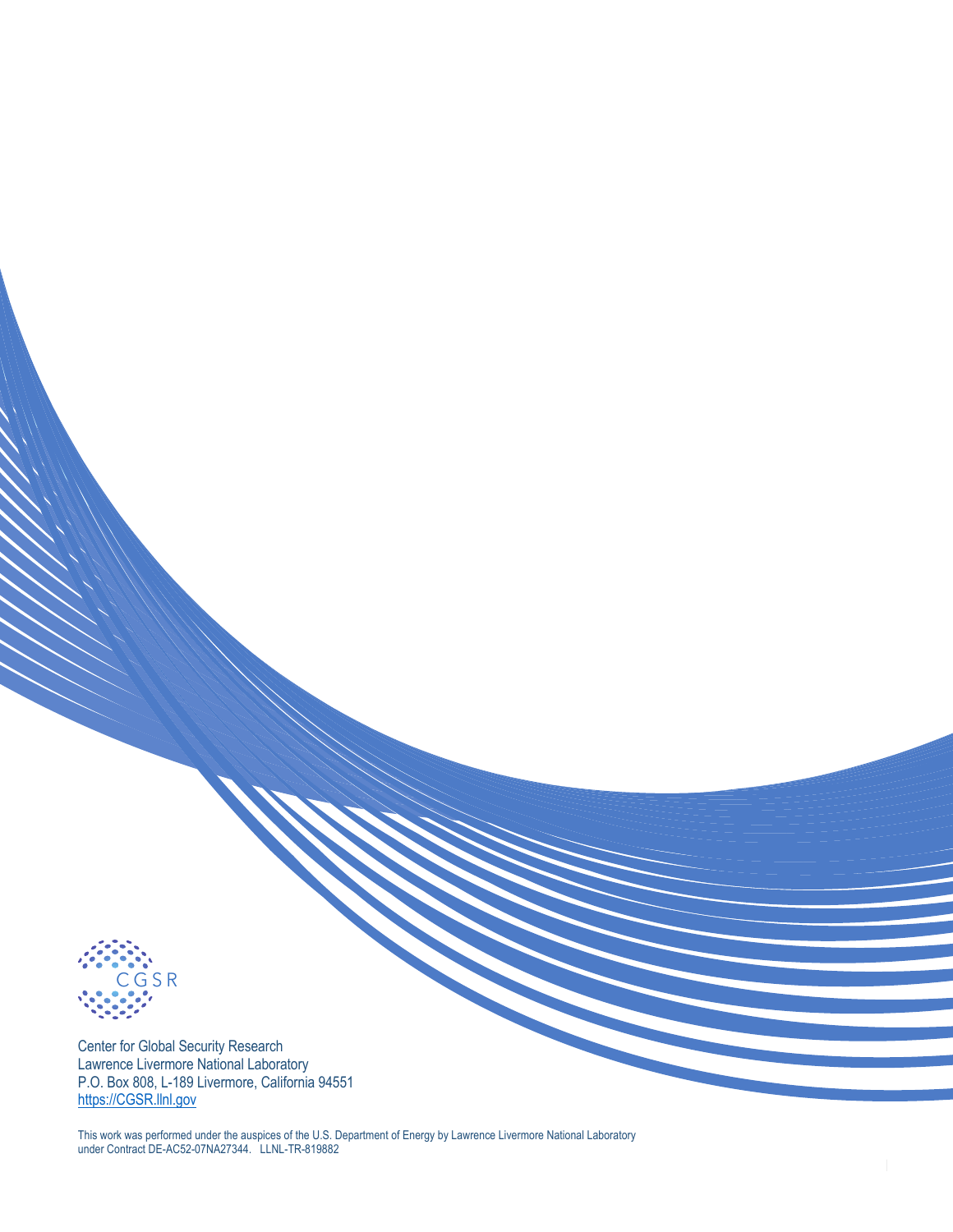CGSR

Center for Global Security Research
Lawrence Livermore National Laboratory
P.O. Box 808, L-189 Livermore, California 94551
https://CGSR.llnl.gov

This work was performed under the auspices of the U.S. Department of Energy by Lawrence Livermore National Laboratory under Contract DE-AC52-07NA27344. LLNL-TR-819882